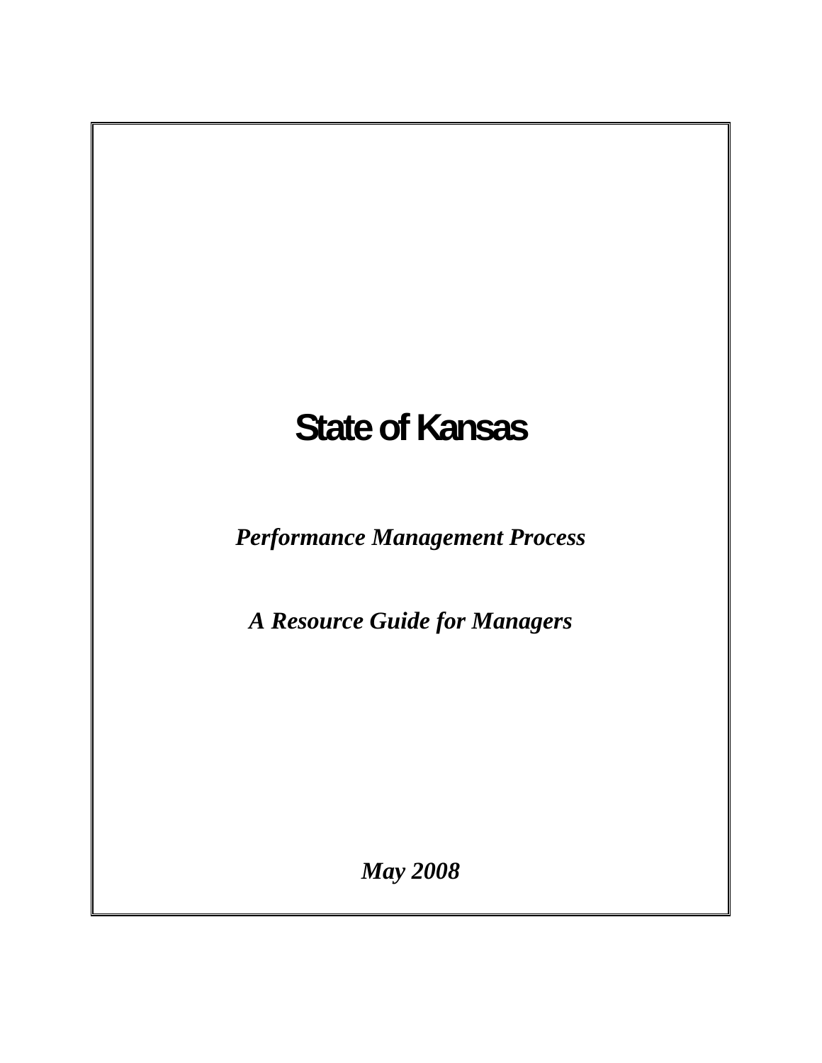# State of Kansas

***Performance Management Process***

***A Resource Guide for Managers***

***May 2008***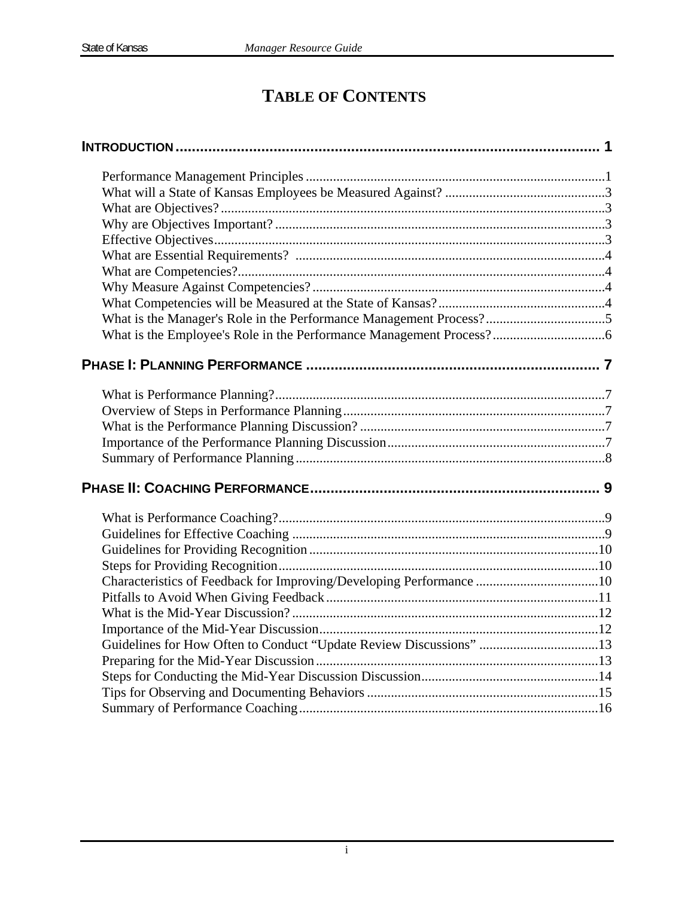# TABLE OF CONTENTS

**INTRODUCTION .......................................................................................................... 1**

- Performance Management Principles .......................................................................................1
- What will a State of Kansas Employees be Measured Against? ...............................................3
- What are Objectives? .................................................................................................................3
- Why are Objectives Important? .................................................................................................3
- Effective Objectives...................................................................................................................3
- What are Essential Requirements? ...........................................................................................4
- What are Competencies?............................................................................................................4
- Why Measure Against Competencies? ......................................................................................4
- What Competencies will be Measured at the State of Kansas? .................................................4
- What is the Manager's Role in the Performance Management Process? ...................................5
- What is the Employee's Role in the Performance Management Process? .................................6

**PHASE I: PLANNING PERFORMANCE ........................................................................ 7**

- What is Performance Planning? .................................................................................................7
- Overview of Steps in Performance Planning .............................................................................7
- What is the Performance Planning Discussion? ........................................................................7
- Importance of the Performance Planning Discussion ................................................................7
- Summary of Performance Planning ...........................................................................................8

**PHASE II: COACHING PERFORMANCE....................................................................... 9**

- What is Performance Coaching? ................................................................................................9
- Guidelines for Effective Coaching ............................................................................................9
- Guidelines for Providing Recognition ......................................................................................10
- Steps for Providing Recognition...............................................................................................10
- Characteristics of Feedback for Improving/Developing Performance .....................................10
- Pitfalls to Avoid When Giving Feedback .................................................................................11
- What is the Mid-Year Discussion? ...........................................................................................12
- Importance of the Mid-Year Discussion...................................................................................12
- Guidelines for How Often to Conduct “Update Review Discussions” ...................................13
- Preparing for the Mid-Year Discussion ...................................................................................13
- Steps for Conducting the Mid-Year Discussion Discussion....................................................14
- Tips for Observing and Documenting Behaviors ....................................................................15
- Summary of Performance Coaching.........................................................................................16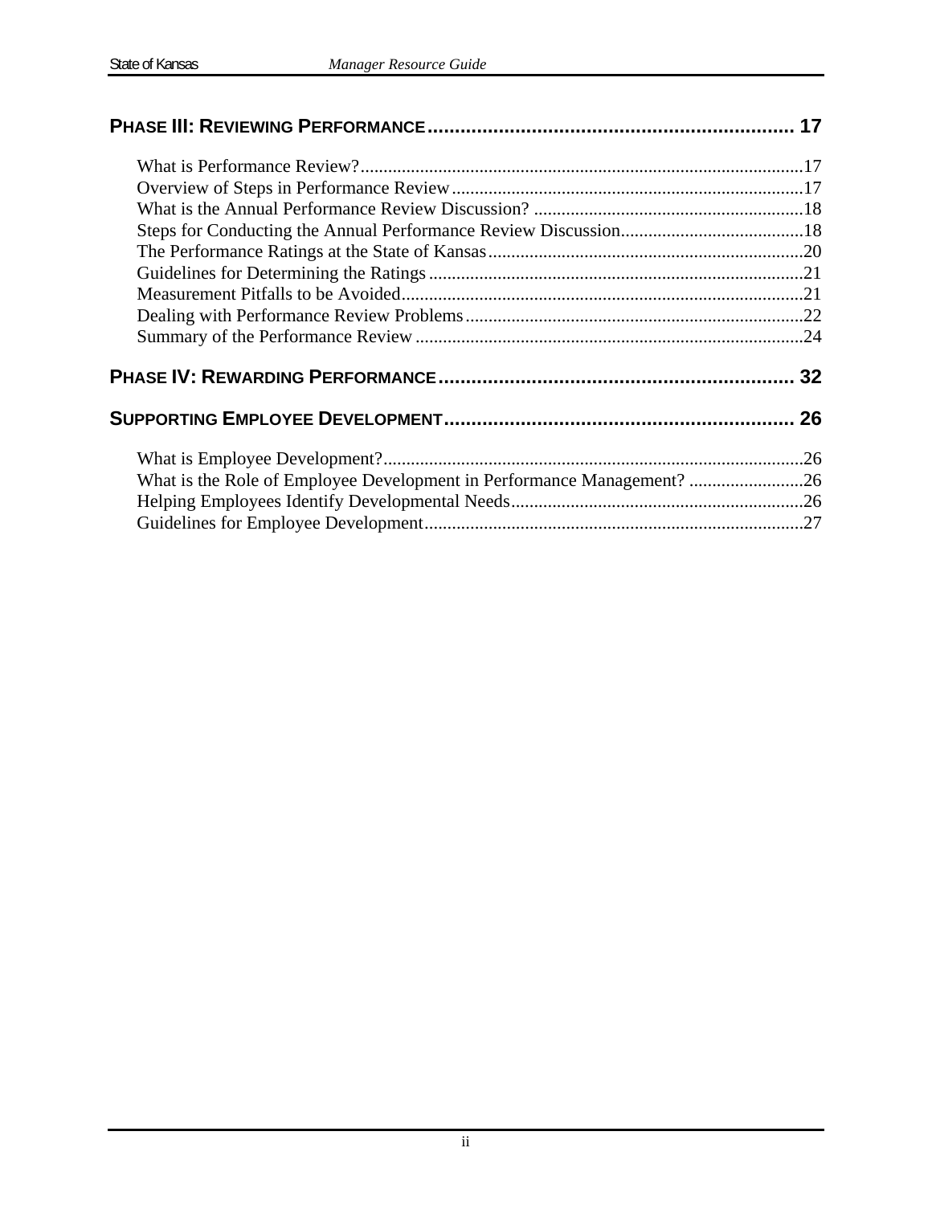**PHASE III: REVIEWING PERFORMANCE .................................................................. 17**

What is Performance Review?................................................................................................17
Overview of Steps in Performance Review............................................................................17
What is the Annual Performance Review Discussion? ..........................................................18
Steps for Conducting the Annual Performance Review Discussion........................................18
The Performance Ratings at the State of Kansas.....................................................................20
Guidelines for Determining the Ratings..................................................................................21
Measurement Pitfalls to be Avoided.......................................................................................21
Dealing with Performance Review Problems..........................................................................22
Summary of the Performance Review.....................................................................................24

**PHASE IV: REWARDING PERFORMANCE ................................................................ 32**

**SUPPORTING EMPLOYEE DEVELOPMENT ............................................................... 26**

What is Employee Development?...........................................................................................26
What is the Role of Employee Development in Performance Management? .........................26
Helping Employees Identify Developmental Needs................................................................26
Guidelines for Employee Development..................................................................................27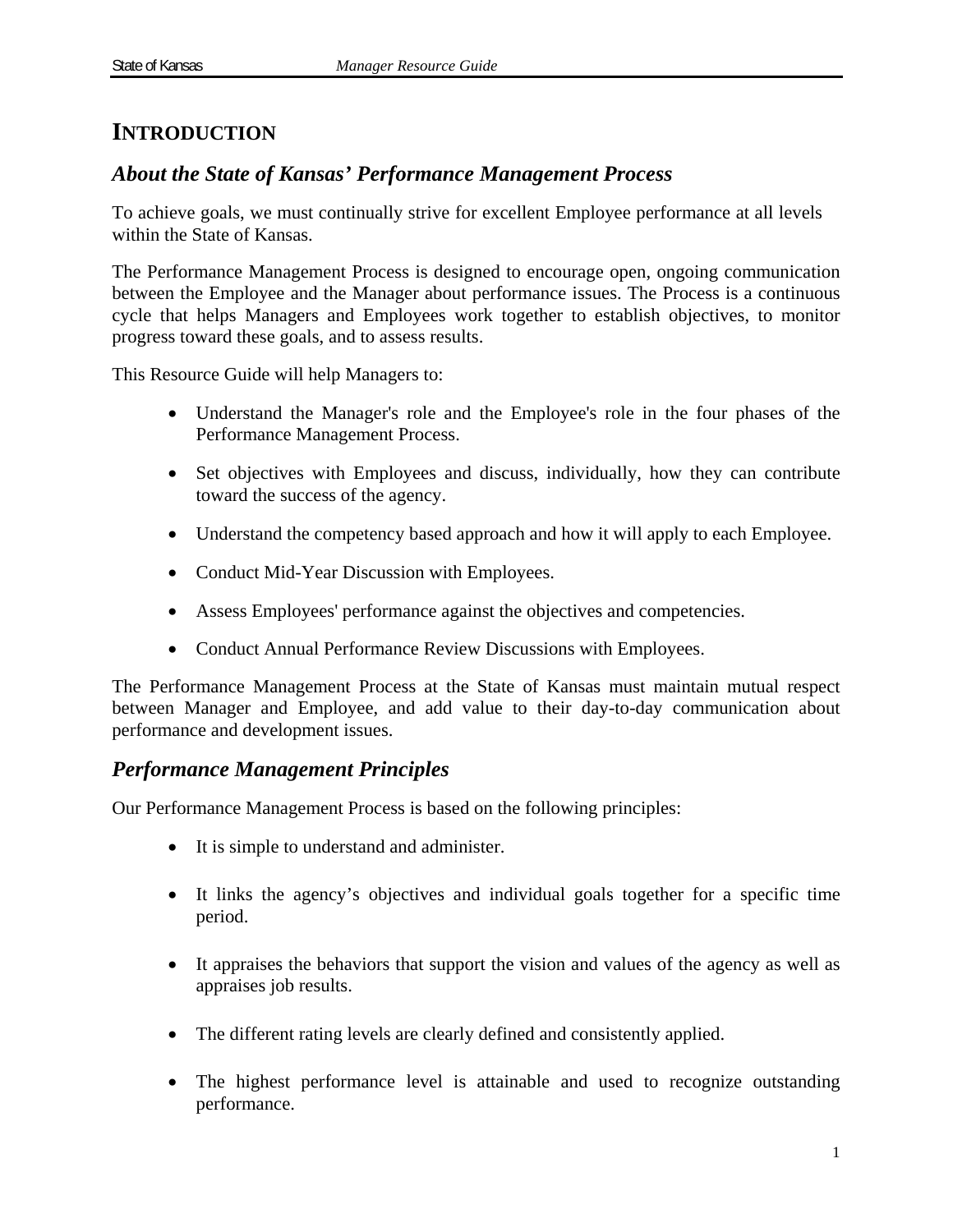# INTRODUCTION

## *About the State of Kansas' Performance Management Process*

To achieve goals, we must continually strive for excellent Employee performance at all levels within the State of Kansas.

The Performance Management Process is designed to encourage open, ongoing communication between the Employee and the Manager about performance issues. The Process is a continuous cycle that helps Managers and Employees work together to establish objectives, to monitor progress toward these goals, and to assess results.

This Resource Guide will help Managers to:

- Understand the Manager's role and the Employee's role in the four phases of the Performance Management Process.
- Set objectives with Employees and discuss, individually, how they can contribute toward the success of the agency.
- Understand the competency based approach and how it will apply to each Employee.
- Conduct Mid-Year Discussion with Employees.
- Assess Employees' performance against the objectives and competencies.
- Conduct Annual Performance Review Discussions with Employees.

The Performance Management Process at the State of Kansas must maintain mutual respect between Manager and Employee, and add value to their day-to-day communication about performance and development issues.

## *Performance Management Principles*

Our Performance Management Process is based on the following principles:

- It is simple to understand and administer.
- It links the agency's objectives and individual goals together for a specific time period.
- It appraises the behaviors that support the vision and values of the agency as well as appraises job results.
- The different rating levels are clearly defined and consistently applied.
- The highest performance level is attainable and used to recognize outstanding performance.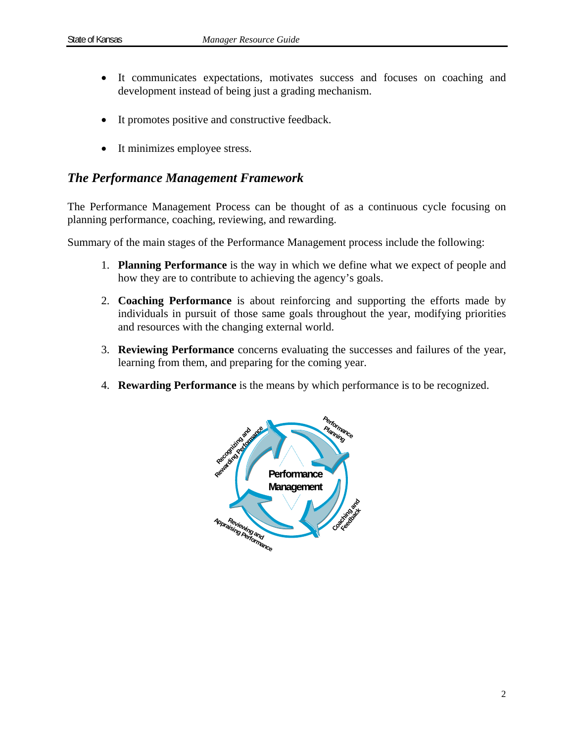- It communicates expectations, motivates success and focuses on coaching and development instead of being just a grading mechanism.

- It promotes positive and constructive feedback.

- It minimizes employee stress.

## *The Performance Management Framework*

The Performance Management Process can be thought of as a continuous cycle focusing on planning performance, coaching, reviewing, and rewarding.

Summary of the main stages of the Performance Management process include the following:

1. **Planning Performance** is the way in which we define what we expect of people and how they are to contribute to achieving the agency's goals.

2. **Coaching Performance** is about reinforcing and supporting the efforts made by individuals in pursuit of those same goals throughout the year, modifying priorities and resources with the changing external world.

3. **Reviewing Performance** concerns evaluating the successes and failures of the year, learning from them, and preparing for the coming year.

4. **Rewarding Performance** is the means by which performance is to be recognized.

Performance Management

Performance Planning

Coaching and Feedback

Reviewing and Appraising Performance

Recognizing and Rewarding Performance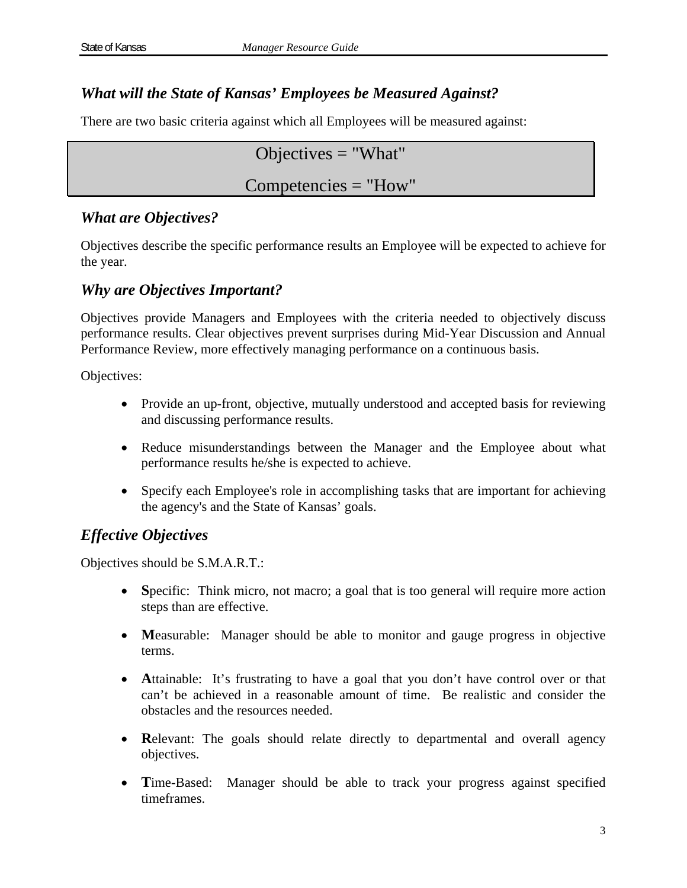## *What will the State of Kansas' Employees be Measured Against?*

There are two basic criteria against which all Employees will be measured against:

> Objectives = "What"
>
> Competencies = "How"

## *What are Objectives?*

Objectives describe the specific performance results an Employee will be expected to achieve for the year.

## *Why are Objectives Important?*

Objectives provide Managers and Employees with the criteria needed to objectively discuss performance results. Clear objectives prevent surprises during Mid-Year Discussion and Annual Performance Review, more effectively managing performance on a continuous basis.

Objectives:

- Provide an up-front, objective, mutually understood and accepted basis for reviewing and discussing performance results.
- Reduce misunderstandings between the Manager and the Employee about what performance results he/she is expected to achieve.
- Specify each Employee's role in accomplishing tasks that are important for achieving the agency's and the State of Kansas' goals.

## *Effective Objectives*

Objectives should be S.M.A.R.T.:

- **S**pecific: Think micro, not macro; a goal that is too general will require more action steps than are effective.
- **M**easurable: Manager should be able to monitor and gauge progress in objective terms.
- **A**ttainable: It's frustrating to have a goal that you don't have control over or that can't be achieved in a reasonable amount of time. Be realistic and consider the obstacles and the resources needed.
- **R**elevant: The goals should relate directly to departmental and overall agency objectives.
- **T**ime-Based: Manager should be able to track your progress against specified timeframes.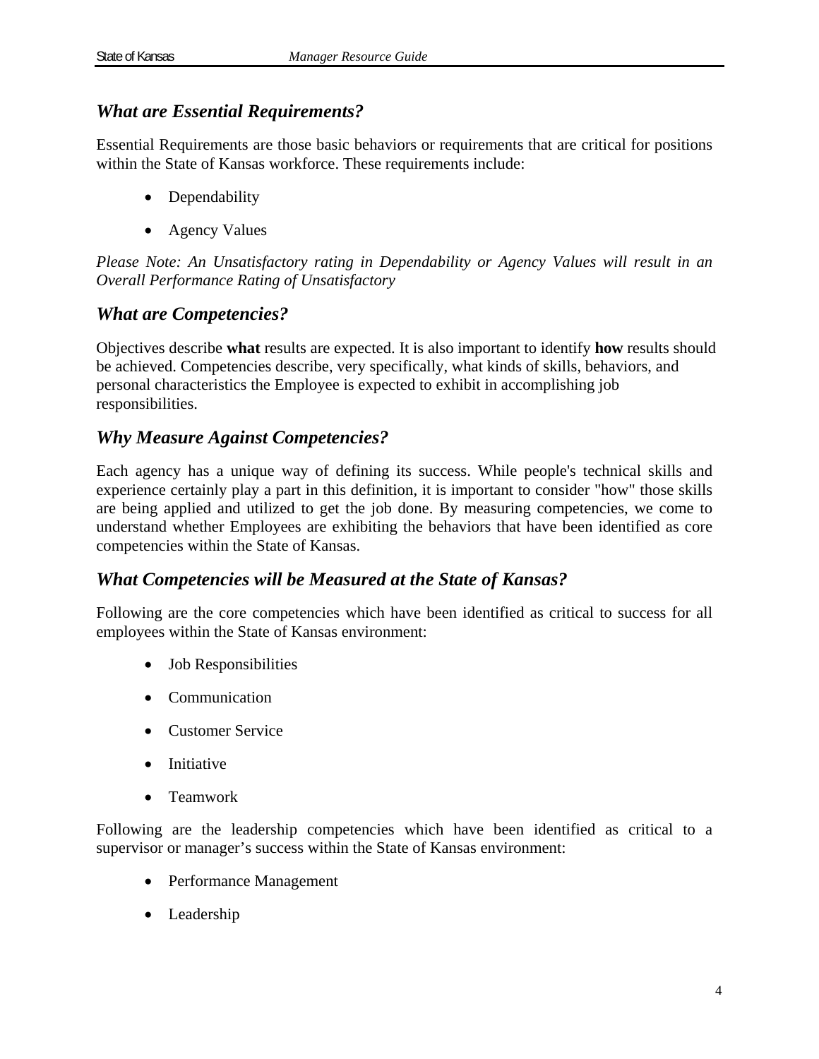## *What are Essential Requirements?*

Essential Requirements are those basic behaviors or requirements that are critical for positions within the State of Kansas workforce. These requirements include:

- Dependability
- Agency Values

*Please Note: An Unsatisfactory rating in Dependability or Agency Values will result in an Overall Performance Rating of Unsatisfactory*

## *What are Competencies?*

Objectives describe **what** results are expected. It is also important to identify **how** results should be achieved. Competencies describe, very specifically, what kinds of skills, behaviors, and personal characteristics the Employee is expected to exhibit in accomplishing job responsibilities.

## *Why Measure Against Competencies?*

Each agency has a unique way of defining its success. While people's technical skills and experience certainly play a part in this definition, it is important to consider "how" those skills are being applied and utilized to get the job done. By measuring competencies, we come to understand whether Employees are exhibiting the behaviors that have been identified as core competencies within the State of Kansas.

## *What Competencies will be Measured at the State of Kansas?*

Following are the core competencies which have been identified as critical to success for all employees within the State of Kansas environment:

- Job Responsibilities
- Communication
- Customer Service
- Initiative
- Teamwork

Following are the leadership competencies which have been identified as critical to a supervisor or manager's success within the State of Kansas environment:

- Performance Management
- Leadership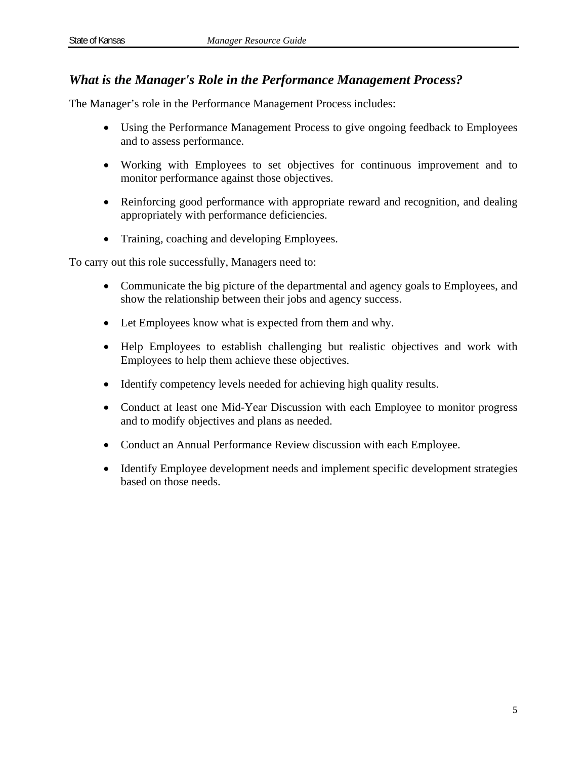## *What is the Manager's Role in the Performance Management Process?*

The Manager's role in the Performance Management Process includes:

- Using the Performance Management Process to give ongoing feedback to Employees and to assess performance.
- Working with Employees to set objectives for continuous improvement and to monitor performance against those objectives.
- Reinforcing good performance with appropriate reward and recognition, and dealing appropriately with performance deficiencies.
- Training, coaching and developing Employees.

To carry out this role successfully, Managers need to:

- Communicate the big picture of the departmental and agency goals to Employees, and show the relationship between their jobs and agency success.
- Let Employees know what is expected from them and why.
- Help Employees to establish challenging but realistic objectives and work with Employees to help them achieve these objectives.
- Identify competency levels needed for achieving high quality results.
- Conduct at least one Mid-Year Discussion with each Employee to monitor progress and to modify objectives and plans as needed.
- Conduct an Annual Performance Review discussion with each Employee.
- Identify Employee development needs and implement specific development strategies based on those needs.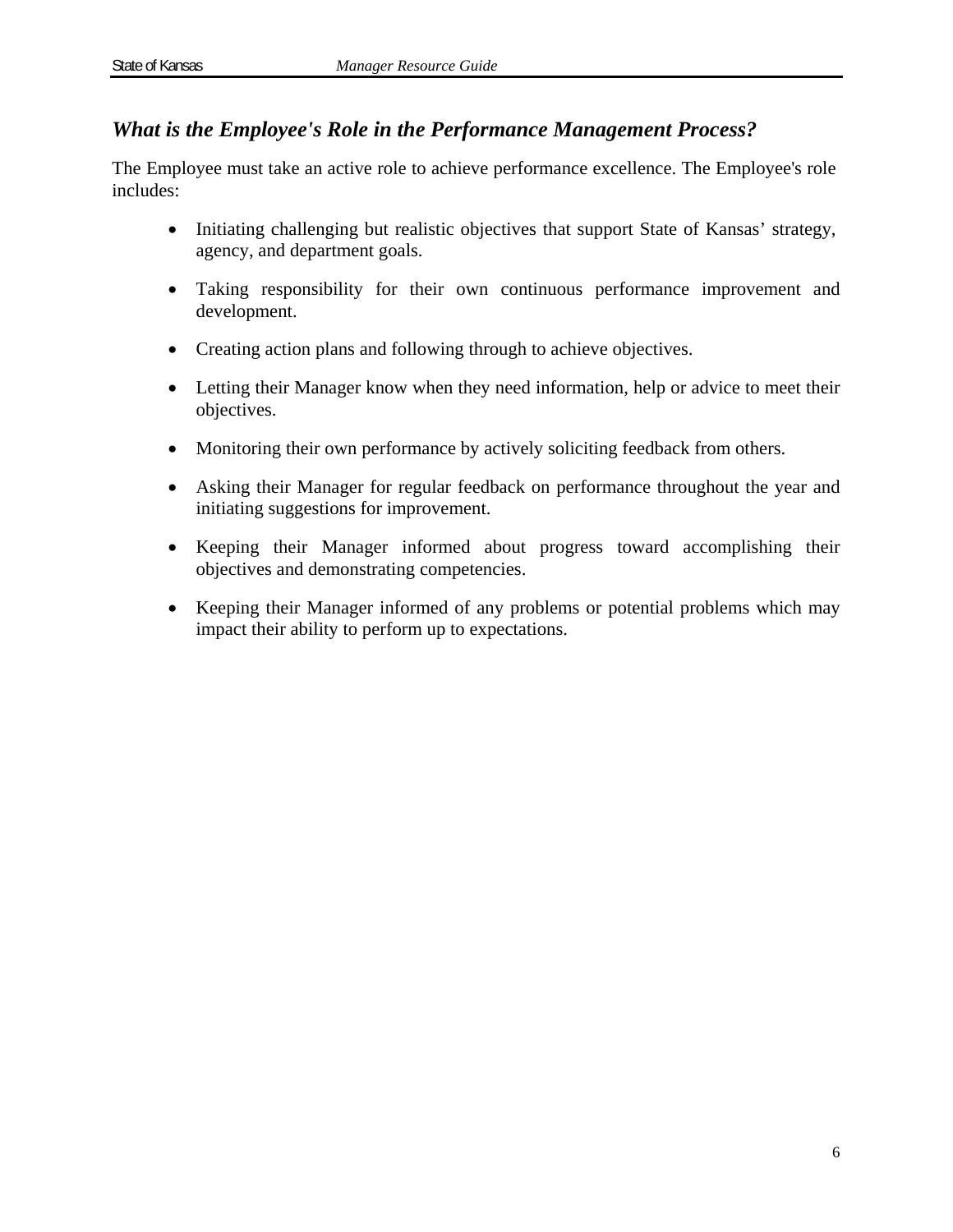## *What is the Employee's Role in the Performance Management Process?*

The Employee must take an active role to achieve performance excellence. The Employee's role includes:

- Initiating challenging but realistic objectives that support State of Kansas' strategy, agency, and department goals.
- Taking responsibility for their own continuous performance improvement and development.
- Creating action plans and following through to achieve objectives.
- Letting their Manager know when they need information, help or advice to meet their objectives.
- Monitoring their own performance by actively soliciting feedback from others.
- Asking their Manager for regular feedback on performance throughout the year and initiating suggestions for improvement.
- Keeping their Manager informed about progress toward accomplishing their objectives and demonstrating competencies.
- Keeping their Manager informed of any problems or potential problems which may impact their ability to perform up to expectations.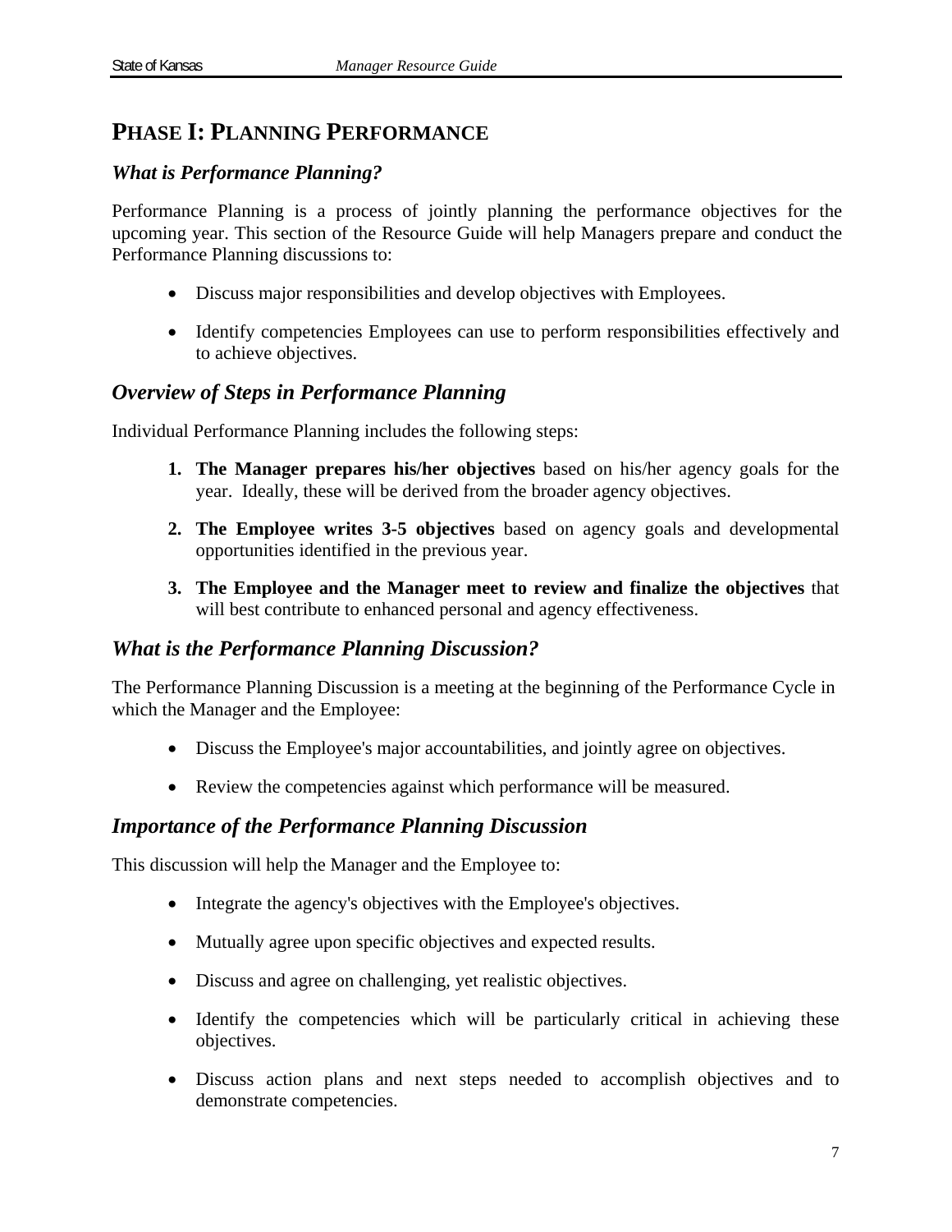# PHASE I: PLANNING PERFORMANCE

## *What is Performance Planning?*

Performance Planning is a process of jointly planning the performance objectives for the upcoming year. This section of the Resource Guide will help Managers prepare and conduct the Performance Planning discussions to:

- Discuss major responsibilities and develop objectives with Employees.
- Identify competencies Employees can use to perform responsibilities effectively and to achieve objectives.

## *Overview of Steps in Performance Planning*

Individual Performance Planning includes the following steps:

1. **The Manager prepares his/her objectives** based on his/her agency goals for the year. Ideally, these will be derived from the broader agency objectives.
2. **The Employee writes 3-5 objectives** based on agency goals and developmental opportunities identified in the previous year.
3. **The Employee and the Manager meet to review and finalize the objectives** that will best contribute to enhanced personal and agency effectiveness.

## *What is the Performance Planning Discussion?*

The Performance Planning Discussion is a meeting at the beginning of the Performance Cycle in which the Manager and the Employee:

- Discuss the Employee's major accountabilities, and jointly agree on objectives.
- Review the competencies against which performance will be measured.

## *Importance of the Performance Planning Discussion*

This discussion will help the Manager and the Employee to:

- Integrate the agency's objectives with the Employee's objectives.
- Mutually agree upon specific objectives and expected results.
- Discuss and agree on challenging, yet realistic objectives.
- Identify the competencies which will be particularly critical in achieving these objectives.
- Discuss action plans and next steps needed to accomplish objectives and to demonstrate competencies.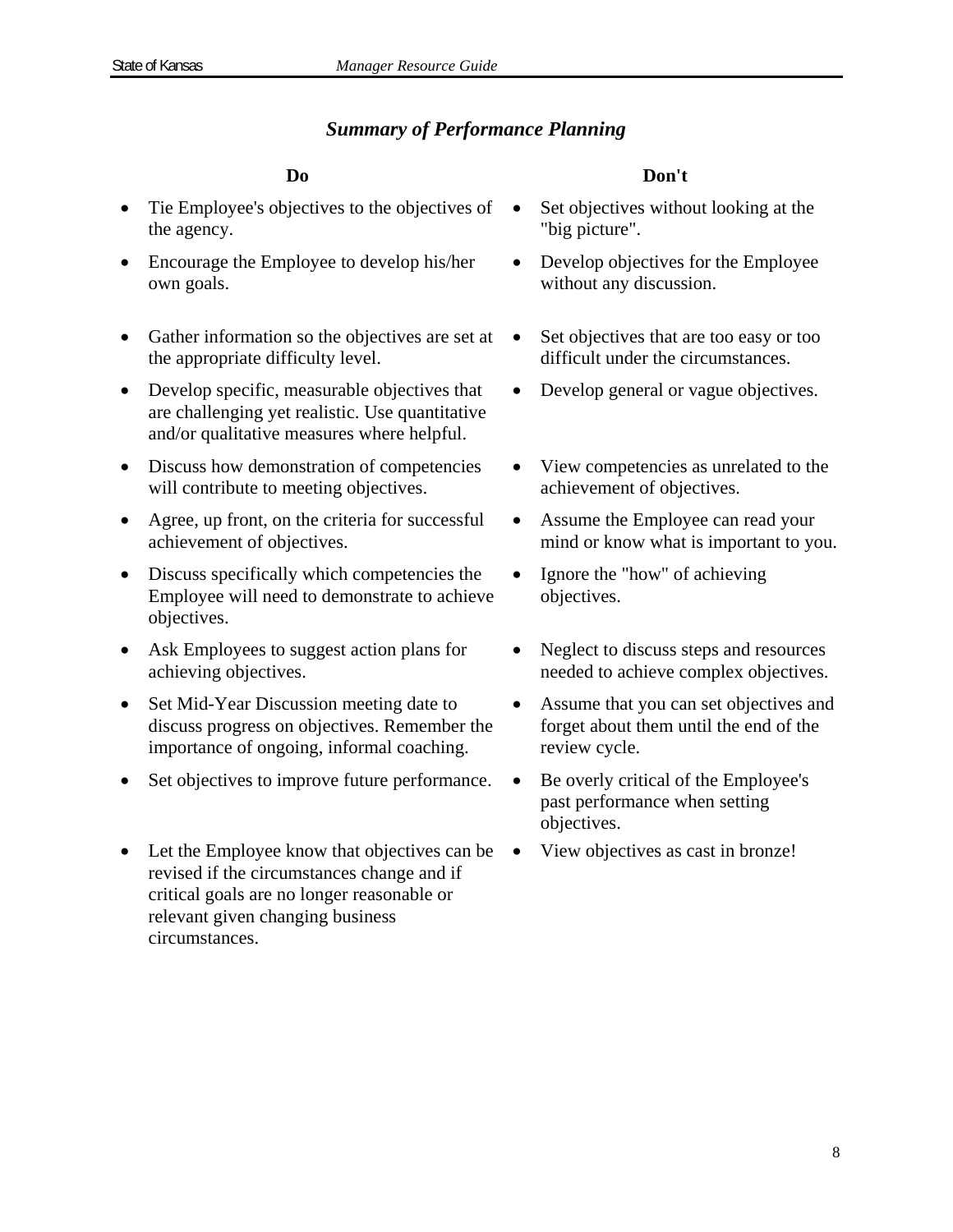## *Summary of Performance Planning*

| Do | Don't |
|---|---|
| Tie Employee's objectives to the objectives of the agency. | Set objectives without looking at the "big picture". |
| Encourage the Employee to develop his/her own goals. | Develop objectives for the Employee without any discussion. |
| Gather information so the objectives are set at the appropriate difficulty level. | Set objectives that are too easy or too difficult under the circumstances. |
| Develop specific, measurable objectives that are challenging yet realistic. Use quantitative and/or qualitative measures where helpful. | Develop general or vague objectives. |
| Discuss how demonstration of competencies will contribute to meeting objectives. | View competencies as unrelated to the achievement of objectives. |
| Agree, up front, on the criteria for successful achievement of objectives. | Assume the Employee can read your mind or know what is important to you. |
| Discuss specifically which competencies the Employee will need to demonstrate to achieve objectives. | Ignore the "how" of achieving objectives. |
| Ask Employees to suggest action plans for achieving objectives. | Neglect to discuss steps and resources needed to achieve complex objectives. |
| Set Mid-Year Discussion meeting date to discuss progress on objectives. Remember the importance of ongoing, informal coaching. | Assume that you can set objectives and forget about them until the end of the review cycle. |
| Set objectives to improve future performance. | Be overly critical of the Employee's past performance when setting objectives. |
| Let the Employee know that objectives can be revised if the circumstances change and if critical goals are no longer reasonable or relevant given changing business circumstances. | View objectives as cast in bronze! |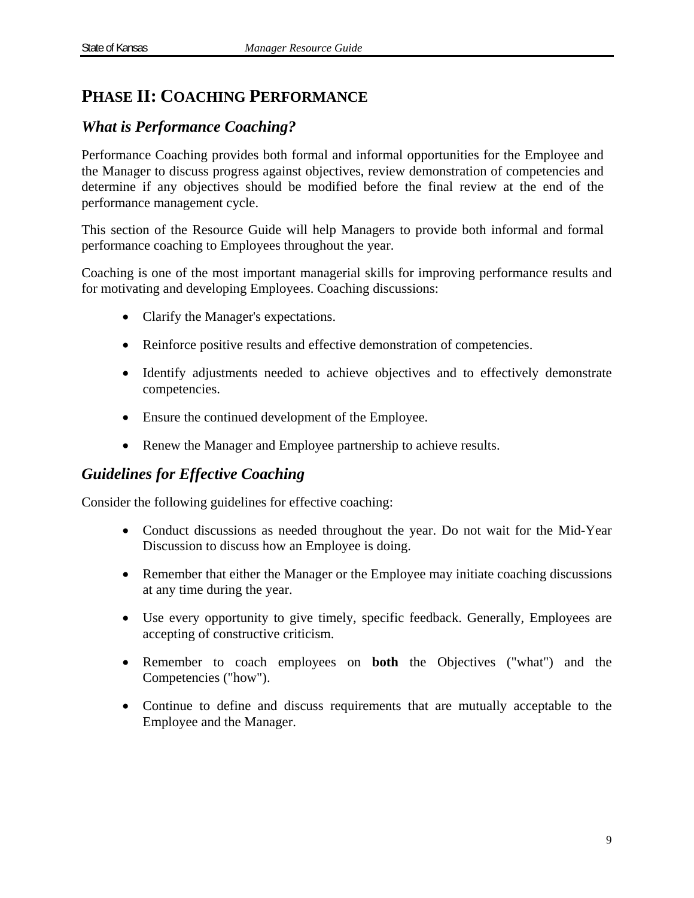# PHASE II: COACHING PERFORMANCE

## *What is Performance Coaching?*

Performance Coaching provides both formal and informal opportunities for the Employee and the Manager to discuss progress against objectives, review demonstration of competencies and determine if any objectives should be modified before the final review at the end of the performance management cycle.

This section of the Resource Guide will help Managers to provide both informal and formal performance coaching to Employees throughout the year.

Coaching is one of the most important managerial skills for improving performance results and for motivating and developing Employees. Coaching discussions:

- Clarify the Manager's expectations.
- Reinforce positive results and effective demonstration of competencies.
- Identify adjustments needed to achieve objectives and to effectively demonstrate competencies.
- Ensure the continued development of the Employee.
- Renew the Manager and Employee partnership to achieve results.

## *Guidelines for Effective Coaching*

Consider the following guidelines for effective coaching:

- Conduct discussions as needed throughout the year. Do not wait for the Mid-Year Discussion to discuss how an Employee is doing.
- Remember that either the Manager or the Employee may initiate coaching discussions at any time during the year.
- Use every opportunity to give timely, specific feedback. Generally, Employees are accepting of constructive criticism.
- Remember to coach employees on **both** the Objectives ("what") and the Competencies ("how").
- Continue to define and discuss requirements that are mutually acceptable to the Employee and the Manager.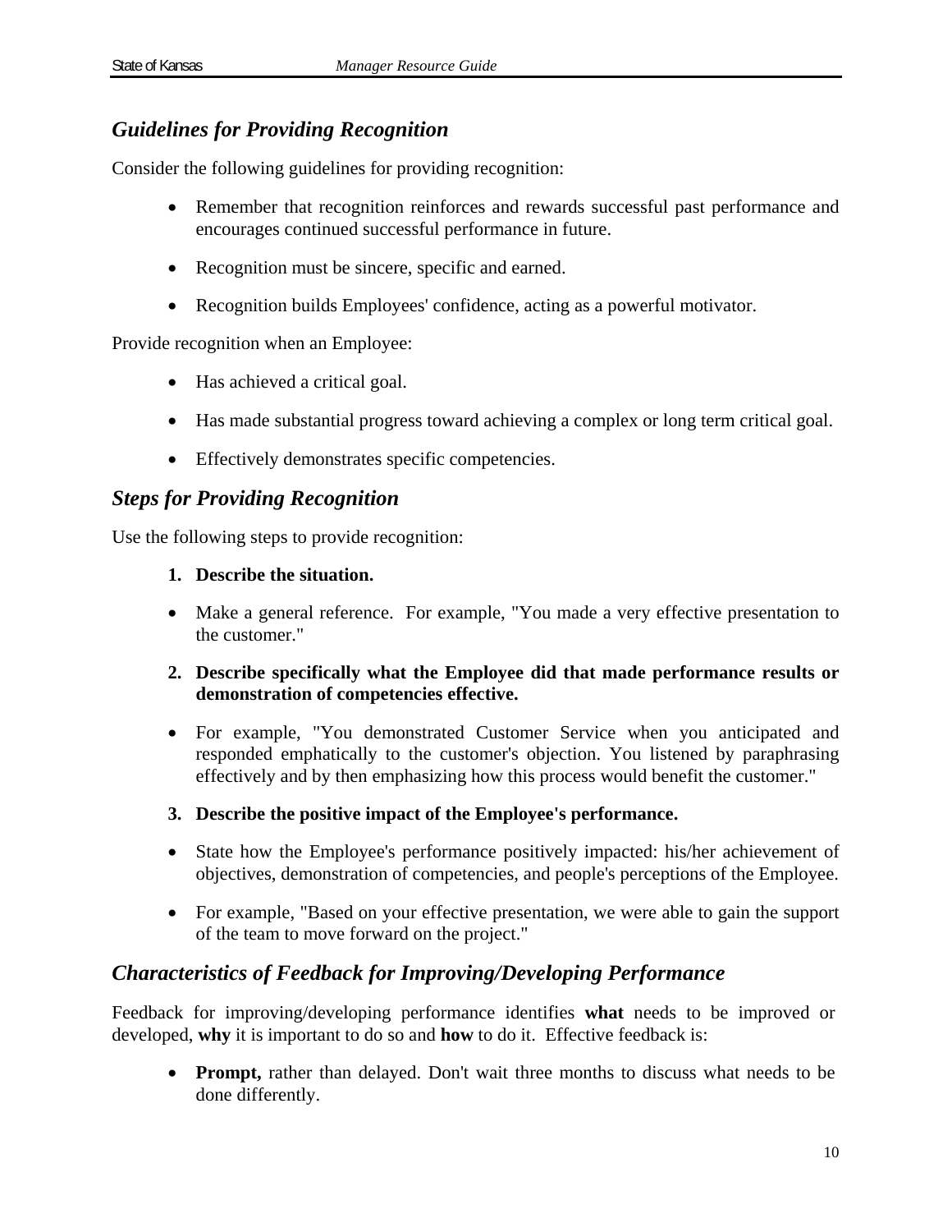## *Guidelines for Providing Recognition*

Consider the following guidelines for providing recognition:

- Remember that recognition reinforces and rewards successful past performance and encourages continued successful performance in future.
- Recognition must be sincere, specific and earned.
- Recognition builds Employees' confidence, acting as a powerful motivator.

Provide recognition when an Employee:

- Has achieved a critical goal.
- Has made substantial progress toward achieving a complex or long term critical goal.
- Effectively demonstrates specific competencies.

## *Steps for Providing Recognition*

Use the following steps to provide recognition:

1. **Describe the situation.**

- Make a general reference. For example, "You made a very effective presentation to the customer."

2. **Describe specifically what the Employee did that made performance results or demonstration of competencies effective.**

- For example, "You demonstrated Customer Service when you anticipated and responded emphatically to the customer's objection. You listened by paraphrasing effectively and by then emphasizing how this process would benefit the customer."

3. **Describe the positive impact of the Employee's performance.**

- State how the Employee's performance positively impacted: his/her achievement of objectives, demonstration of competencies, and people's perceptions of the Employee.
- For example, "Based on your effective presentation, we were able to gain the support of the team to move forward on the project."

## *Characteristics of Feedback for Improving/Developing Performance*

Feedback for improving/developing performance identifies **what** needs to be improved or developed, **why** it is important to do so and **how** to do it. Effective feedback is:

- **Prompt,** rather than delayed. Don't wait three months to discuss what needs to be done differently.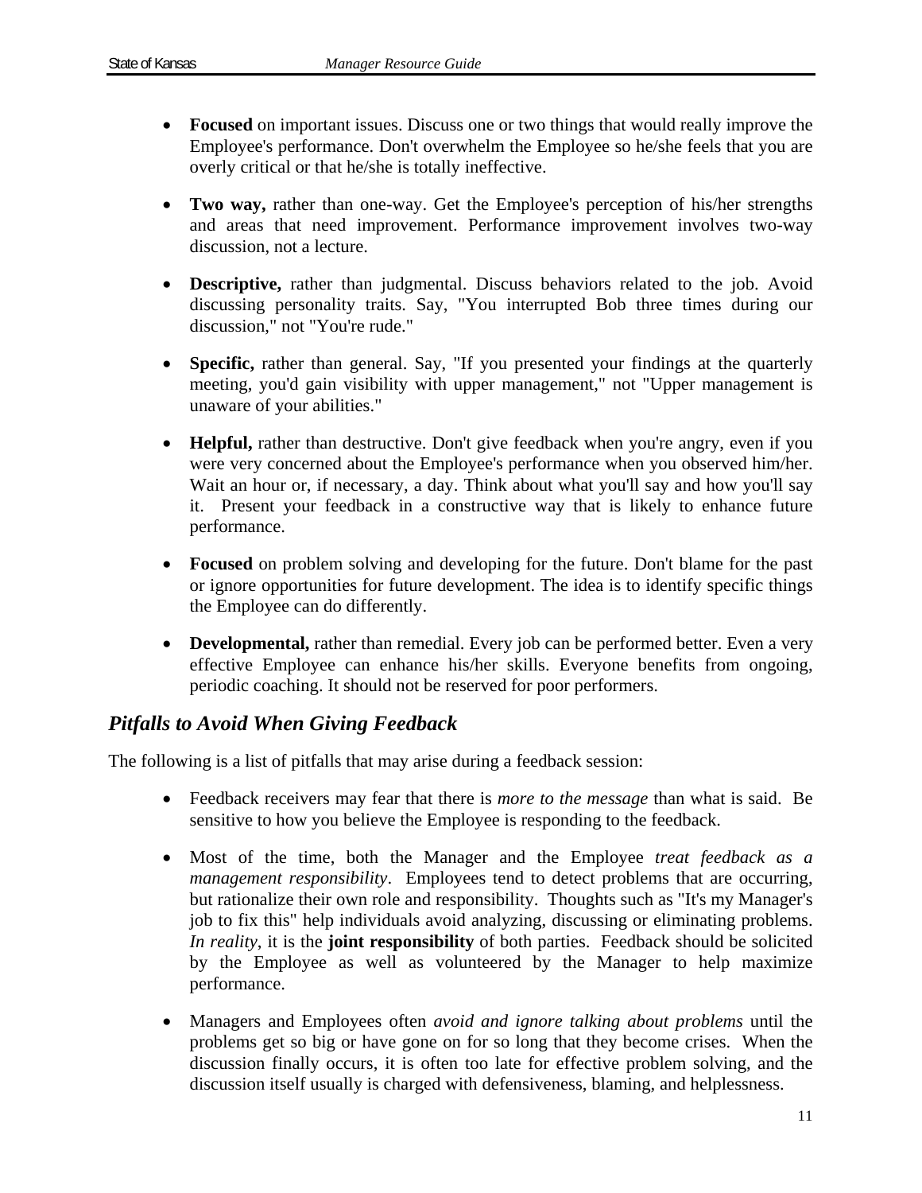- **Focused** on important issues. Discuss one or two things that would really improve the Employee's performance. Don't overwhelm the Employee so he/she feels that you are overly critical or that he/she is totally ineffective.

- **Two way,** rather than one-way. Get the Employee's perception of his/her strengths and areas that need improvement. Performance improvement involves two-way discussion, not a lecture.

- **Descriptive,** rather than judgmental. Discuss behaviors related to the job. Avoid discussing personality traits. Say, "You interrupted Bob three times during our discussion," not "You're rude."

- **Specific,** rather than general. Say, "If you presented your findings at the quarterly meeting, you'd gain visibility with upper management," not "Upper management is unaware of your abilities."

- **Helpful,** rather than destructive. Don't give feedback when you're angry, even if you were very concerned about the Employee's performance when you observed him/her. Wait an hour or, if necessary, a day. Think about what you'll say and how you'll say it. Present your feedback in a constructive way that is likely to enhance future performance.

- **Focused** on problem solving and developing for the future. Don't blame for the past or ignore opportunities for future development. The idea is to identify specific things the Employee can do differently.

- **Developmental,** rather than remedial. Every job can be performed better. Even a very effective Employee can enhance his/her skills. Everyone benefits from ongoing, periodic coaching. It should not be reserved for poor performers.

## *Pitfalls to Avoid When Giving Feedback*

The following is a list of pitfalls that may arise during a feedback session:

- Feedback receivers may fear that there is *more to the message* than what is said. Be sensitive to how you believe the Employee is responding to the feedback.

- Most of the time, both the Manager and the Employee *treat feedback as a management responsibility*. Employees tend to detect problems that are occurring, but rationalize their own role and responsibility. Thoughts such as "It's my Manager's job to fix this" help individuals avoid analyzing, discussing or eliminating problems. *In reality*, it is the **joint responsibility** of both parties. Feedback should be solicited by the Employee as well as volunteered by the Manager to help maximize performance.

- Managers and Employees often *avoid and ignore talking about problems* until the problems get so big or have gone on for so long that they become crises. When the discussion finally occurs, it is often too late for effective problem solving, and the discussion itself usually is charged with defensiveness, blaming, and helplessness.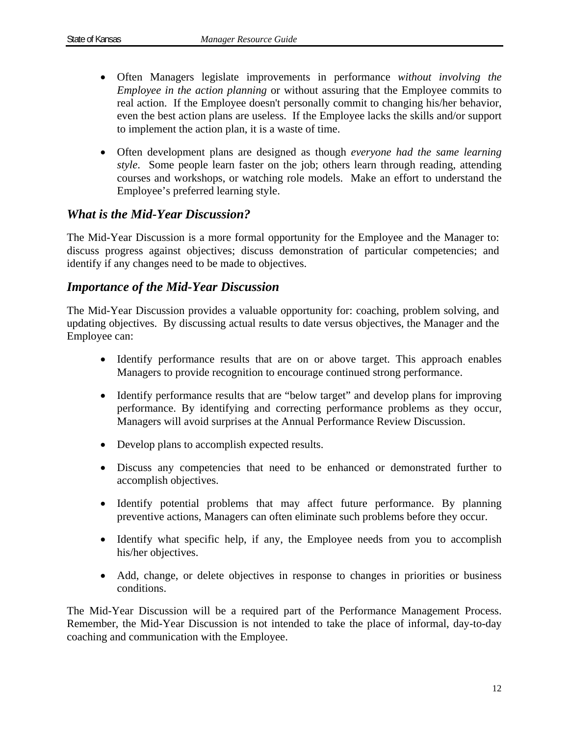- Often Managers legislate improvements in performance *without involving the Employee in the action planning* or without assuring that the Employee commits to real action. If the Employee doesn't personally commit to changing his/her behavior, even the best action plans are useless. If the Employee lacks the skills and/or support to implement the action plan, it is a waste of time.

- Often development plans are designed as though *everyone had the same learning style*. Some people learn faster on the job; others learn through reading, attending courses and workshops, or watching role models. Make an effort to understand the Employee's preferred learning style.

## *What is the Mid-Year Discussion?*

The Mid-Year Discussion is a more formal opportunity for the Employee and the Manager to: discuss progress against objectives; discuss demonstration of particular competencies; and identify if any changes need to be made to objectives.

## *Importance of the Mid-Year Discussion*

The Mid-Year Discussion provides a valuable opportunity for: coaching, problem solving, and updating objectives. By discussing actual results to date versus objectives, the Manager and the Employee can:

- Identify performance results that are on or above target. This approach enables Managers to provide recognition to encourage continued strong performance.

- Identify performance results that are "below target" and develop plans for improving performance. By identifying and correcting performance problems as they occur, Managers will avoid surprises at the Annual Performance Review Discussion.

- Develop plans to accomplish expected results.

- Discuss any competencies that need to be enhanced or demonstrated further to accomplish objectives.

- Identify potential problems that may affect future performance. By planning preventive actions, Managers can often eliminate such problems before they occur.

- Identify what specific help, if any, the Employee needs from you to accomplish his/her objectives.

- Add, change, or delete objectives in response to changes in priorities or business conditions.

The Mid-Year Discussion will be a required part of the Performance Management Process. Remember, the Mid-Year Discussion is not intended to take the place of informal, day-to-day coaching and communication with the Employee.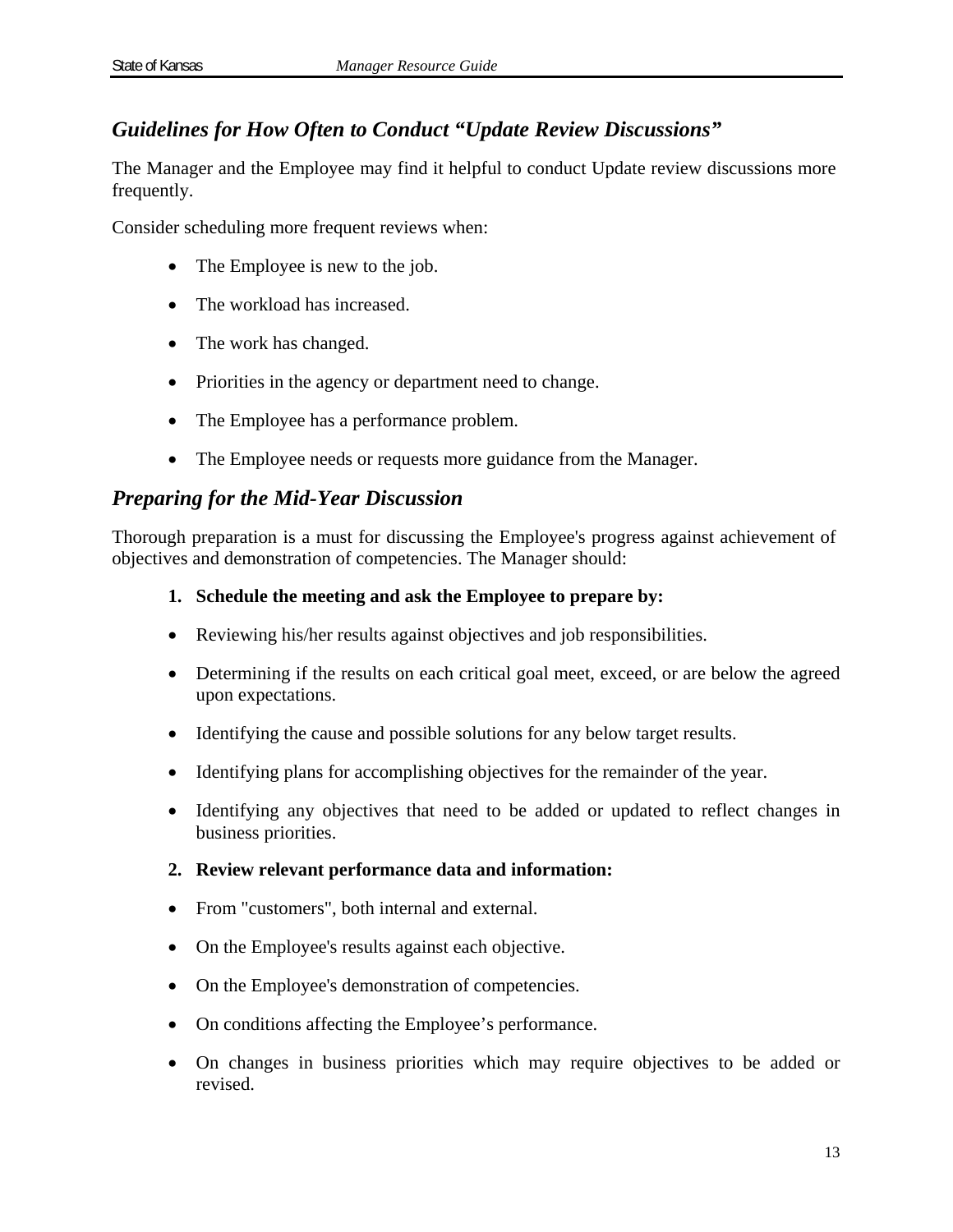## *Guidelines for How Often to Conduct "Update Review Discussions"*

The Manager and the Employee may find it helpful to conduct Update review discussions more frequently.

Consider scheduling more frequent reviews when:

- The Employee is new to the job.
- The workload has increased.
- The work has changed.
- Priorities in the agency or department need to change.
- The Employee has a performance problem.
- The Employee needs or requests more guidance from the Manager.

## *Preparing for the Mid-Year Discussion*

Thorough preparation is a must for discussing the Employee's progress against achievement of objectives and demonstration of competencies. The Manager should:

1. **Schedule the meeting and ask the Employee to prepare by:**

- Reviewing his/her results against objectives and job responsibilities.
- Determining if the results on each critical goal meet, exceed, or are below the agreed upon expectations.
- Identifying the cause and possible solutions for any below target results.
- Identifying plans for accomplishing objectives for the remainder of the year.
- Identifying any objectives that need to be added or updated to reflect changes in business priorities.

2. **Review relevant performance data and information:**

- From "customers", both internal and external.
- On the Employee's results against each objective.
- On the Employee's demonstration of competencies.
- On conditions affecting the Employee's performance.
- On changes in business priorities which may require objectives to be added or revised.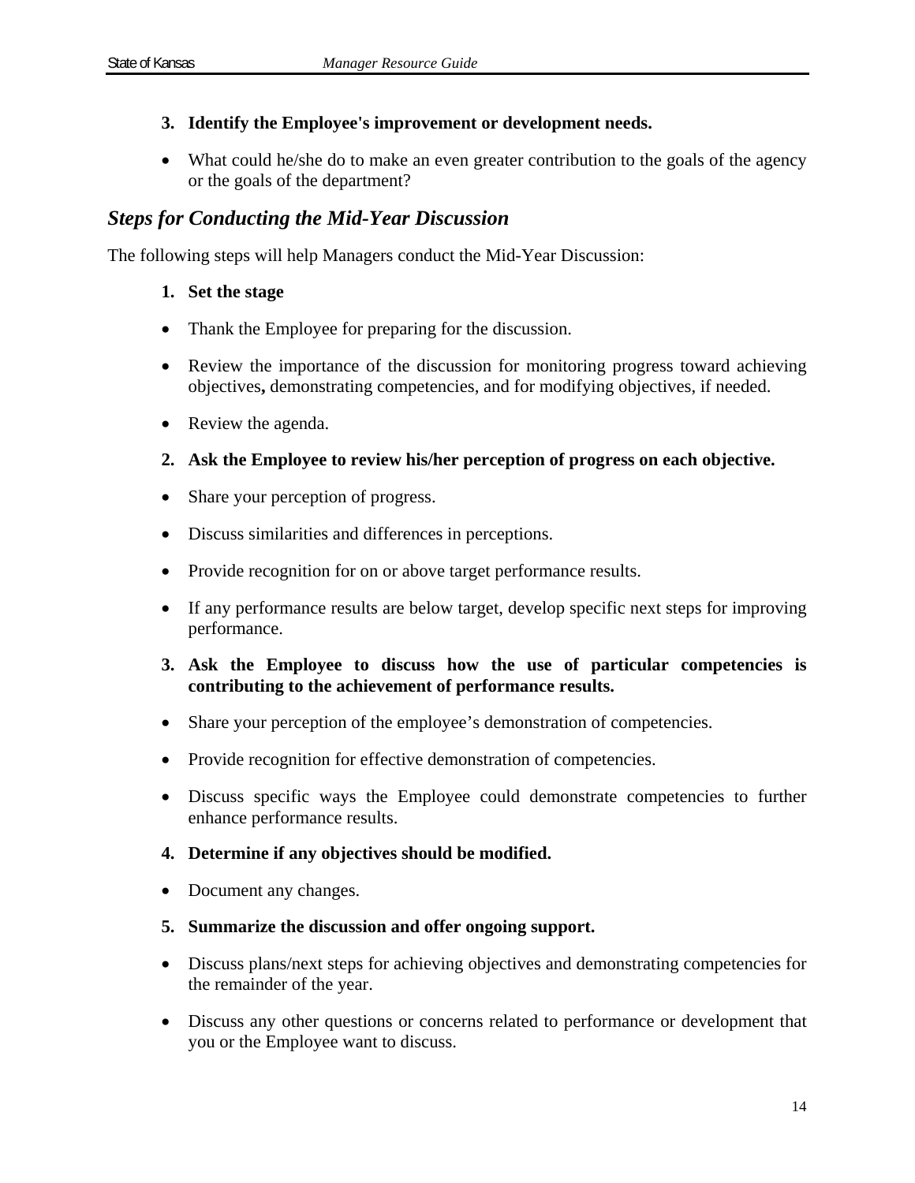3. **Identify the Employee's improvement or development needs.**

- What could he/she do to make an even greater contribution to the goals of the agency or the goals of the department?

## *Steps for Conducting the Mid-Year Discussion*

The following steps will help Managers conduct the Mid-Year Discussion:

1. **Set the stage**

- Thank the Employee for preparing for the discussion.
- Review the importance of the discussion for monitoring progress toward achieving objectives**,** demonstrating competencies, and for modifying objectives, if needed.
- Review the agenda.

2. **Ask the Employee to review his/her perception of progress on each objective.**

- Share your perception of progress.
- Discuss similarities and differences in perceptions.
- Provide recognition for on or above target performance results.
- If any performance results are below target, develop specific next steps for improving performance.

3. **Ask the Employee to discuss how the use of particular competencies is contributing to the achievement of performance results.**

- Share your perception of the employee’s demonstration of competencies.
- Provide recognition for effective demonstration of competencies.
- Discuss specific ways the Employee could demonstrate competencies to further enhance performance results.

4. **Determine if any objectives should be modified.**

- Document any changes.

5. **Summarize the discussion and offer ongoing support.**

- Discuss plans/next steps for achieving objectives and demonstrating competencies for the remainder of the year.
- Discuss any other questions or concerns related to performance or development that you or the Employee want to discuss.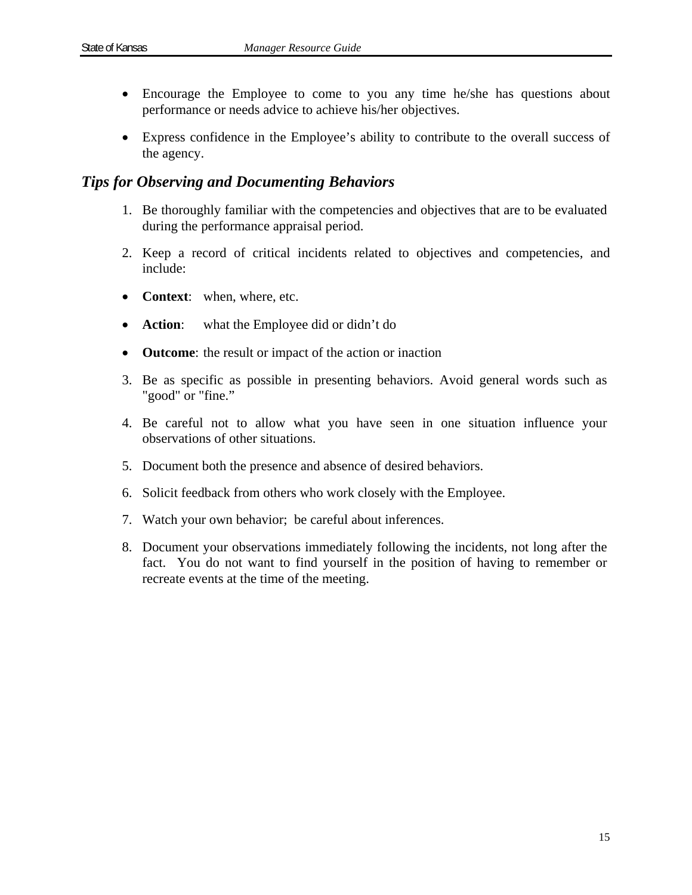- Encourage the Employee to come to you any time he/she has questions about performance or needs advice to achieve his/her objectives.
- Express confidence in the Employee's ability to contribute to the overall success of the agency.

### *Tips for Observing and Documenting Behaviors*

1. Be thoroughly familiar with the competencies and objectives that are to be evaluated during the performance appraisal period.
2. Keep a record of critical incidents related to objectives and competencies, and include:

- **Context**: when, where, etc.
- **Action**: what the Employee did or didn't do
- **Outcome**: the result or impact of the action or inaction

3. Be as specific as possible in presenting behaviors. Avoid general words such as "good" or "fine."
4. Be careful not to allow what you have seen in one situation influence your observations of other situations.
5. Document both the presence and absence of desired behaviors.
6. Solicit feedback from others who work closely with the Employee.
7. Watch your own behavior; be careful about inferences.
8. Document your observations immediately following the incidents, not long after the fact. You do not want to find yourself in the position of having to remember or recreate events at the time of the meeting.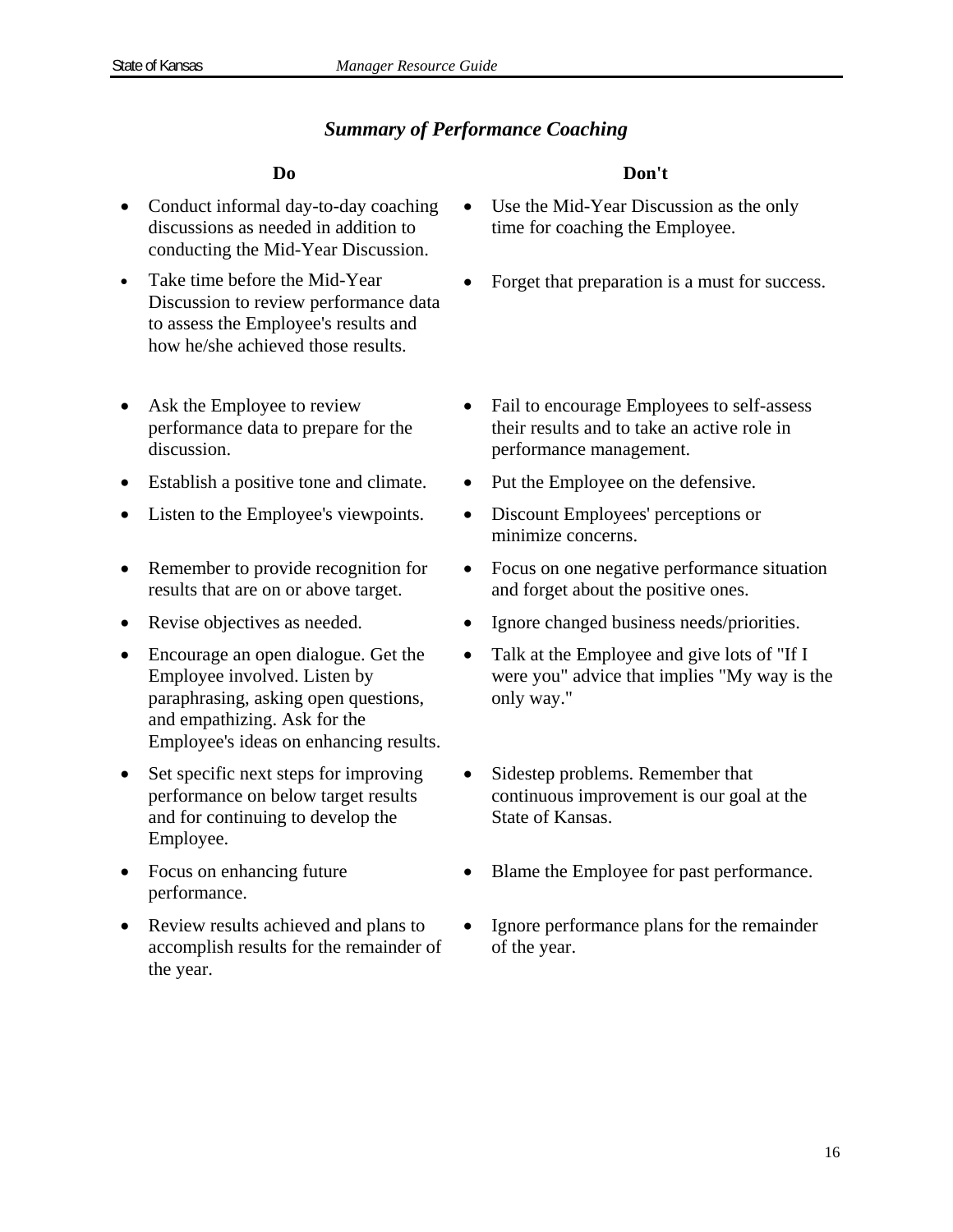## *Summary of Performance Coaching*

| Do | Don't |
|---|---|
| Conduct informal day-to-day coaching discussions as needed in addition to conducting the Mid-Year Discussion. | Use the Mid-Year Discussion as the only time for coaching the Employee. |
| Take time before the Mid-Year Discussion to review performance data to assess the Employee's results and how he/she achieved those results. | Forget that preparation is a must for success. |
| Ask the Employee to review performance data to prepare for the discussion. | Fail to encourage Employees to self-assess their results and to take an active role in performance management. |
| Establish a positive tone and climate. | Put the Employee on the defensive. |
| Listen to the Employee's viewpoints. | Discount Employees' perceptions or minimize concerns. |
| Remember to provide recognition for results that are on or above target. | Focus on one negative performance situation and forget about the positive ones. |
| Revise objectives as needed. | Ignore changed business needs/priorities. |
| Encourage an open dialogue. Get the Employee involved. Listen by paraphrasing, asking open questions, and empathizing. Ask for the Employee's ideas on enhancing results. | Talk at the Employee and give lots of "If I were you" advice that implies "My way is the only way." |
| Set specific next steps for improving performance on below target results and for continuing to develop the Employee. | Sidestep problems. Remember that continuous improvement is our goal at the State of Kansas. |
| Focus on enhancing future performance. | Blame the Employee for past performance. |
| Review results achieved and plans to accomplish results for the remainder of the year. | Ignore performance plans for the remainder of the year. |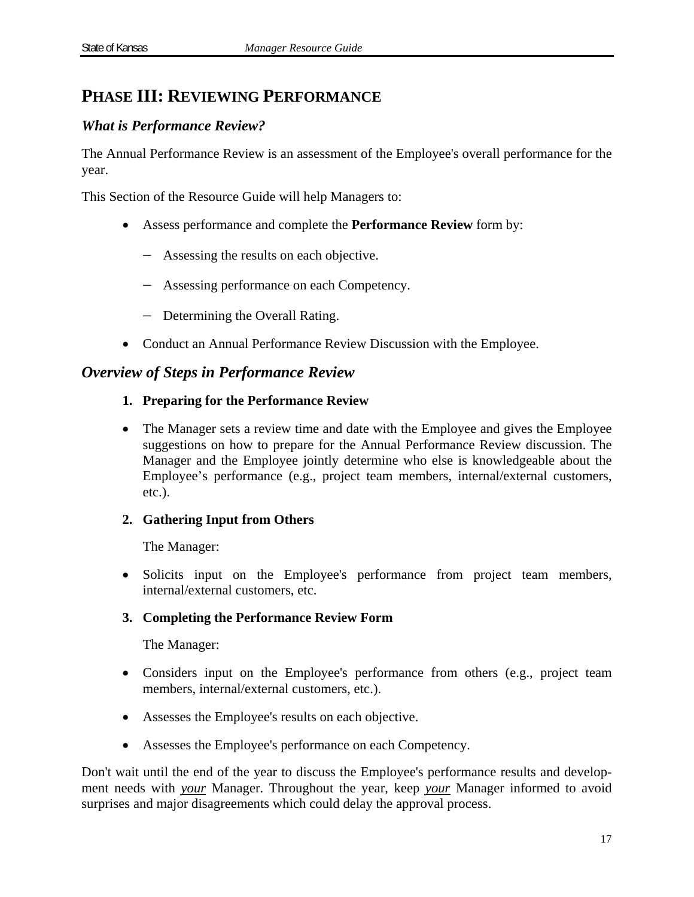## PHASE III: REVIEWING PERFORMANCE

### *What is Performance Review?*

The Annual Performance Review is an assessment of the Employee's overall performance for the year.

This Section of the Resource Guide will help Managers to:

- Assess performance and complete the **Performance Review** form by:
  - Assessing the results on each objective.
  - Assessing performance on each Competency.
  - Determining the Overall Rating.
- Conduct an Annual Performance Review Discussion with the Employee.

### *Overview of Steps in Performance Review*

**1. Preparing for the Performance Review**

- The Manager sets a review time and date with the Employee and gives the Employee suggestions on how to prepare for the Annual Performance Review discussion. The Manager and the Employee jointly determine who else is knowledgeable about the Employee's performance (e.g., project team members, internal/external customers, etc.).

**2. Gathering Input from Others**

The Manager:

- Solicits input on the Employee's performance from project team members, internal/external customers, etc.

**3. Completing the Performance Review Form**

The Manager:

- Considers input on the Employee's performance from others (e.g., project team members, internal/external customers, etc.).
- Assesses the Employee's results on each objective.
- Assesses the Employee's performance on each Competency.

Don't wait until the end of the year to discuss the Employee's performance results and development needs with ***your*** Manager. Throughout the year, keep ***your*** Manager informed to avoid surprises and major disagreements which could delay the approval process.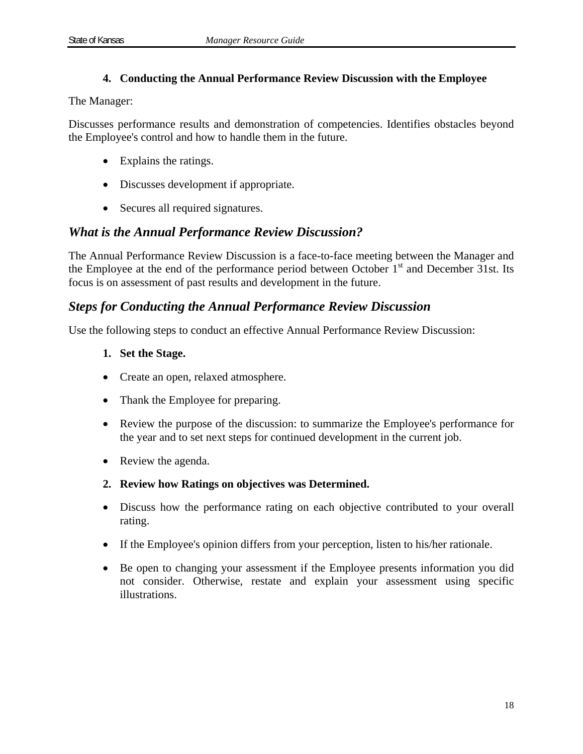### 4. Conducting the Annual Performance Review Discussion with the Employee

The Manager:

Discusses performance results and demonstration of competencies. Identifies obstacles beyond the Employee's control and how to handle them in the future.

- Explains the ratings.
- Discusses development if appropriate.
- Secures all required signatures.

## *What is the Annual Performance Review Discussion?*

The Annual Performance Review Discussion is a face-to-face meeting between the Manager and the Employee at the end of the performance period between October 1st and December 31st. Its focus is on assessment of past results and development in the future.

## *Steps for Conducting the Annual Performance Review Discussion*

Use the following steps to conduct an effective Annual Performance Review Discussion:

**1. Set the Stage.**

- Create an open, relaxed atmosphere.
- Thank the Employee for preparing.
- Review the purpose of the discussion: to summarize the Employee's performance for the year and to set next steps for continued development in the current job.
- Review the agenda.

**2. Review how Ratings on objectives was Determined.**

- Discuss how the performance rating on each objective contributed to your overall rating.
- If the Employee's opinion differs from your perception, listen to his/her rationale.
- Be open to changing your assessment if the Employee presents information you did not consider. Otherwise, restate and explain your assessment using specific illustrations.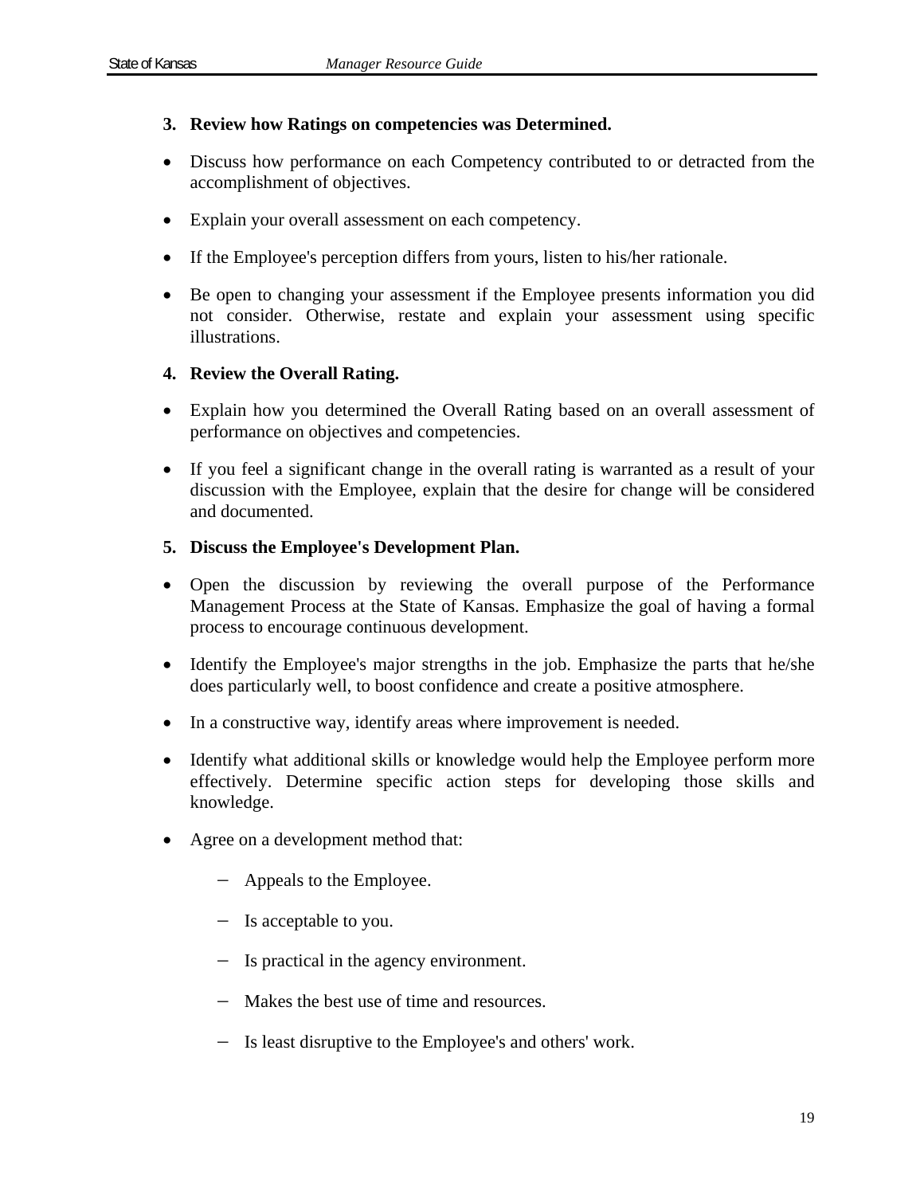**3. Review how Ratings on competencies was Determined.**

- Discuss how performance on each Competency contributed to or detracted from the accomplishment of objectives.
- Explain your overall assessment on each competency.
- If the Employee's perception differs from yours, listen to his/her rationale.
- Be open to changing your assessment if the Employee presents information you did not consider. Otherwise, restate and explain your assessment using specific illustrations.

**4. Review the Overall Rating.**

- Explain how you determined the Overall Rating based on an overall assessment of performance on objectives and competencies.
- If you feel a significant change in the overall rating is warranted as a result of your discussion with the Employee, explain that the desire for change will be considered and documented.

**5. Discuss the Employee's Development Plan.**

- Open the discussion by reviewing the overall purpose of the Performance Management Process at the State of Kansas. Emphasize the goal of having a formal process to encourage continuous development.
- Identify the Employee's major strengths in the job. Emphasize the parts that he/she does particularly well, to boost confidence and create a positive atmosphere.
- In a constructive way, identify areas where improvement is needed.
- Identify what additional skills or knowledge would help the Employee perform more effectively. Determine specific action steps for developing those skills and knowledge.
- Agree on a development method that:
  - Appeals to the Employee.
  - Is acceptable to you.
  - Is practical in the agency environment.
  - Makes the best use of time and resources.
  - Is least disruptive to the Employee's and others' work.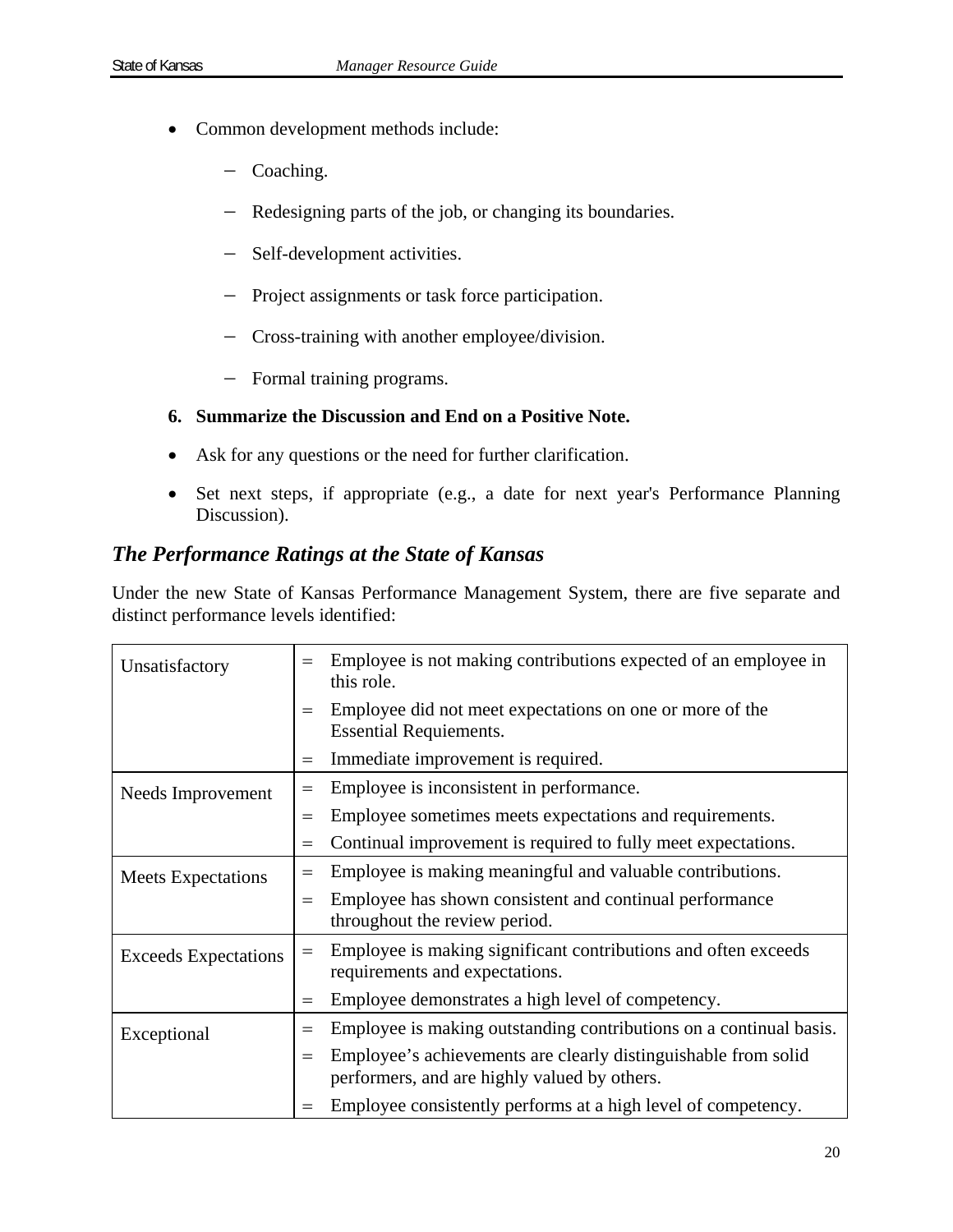- Common development methods include:
  - Coaching.
  - Redesigning parts of the job, or changing its boundaries.
  - Self-development activities.
  - Project assignments or task force participation.
  - Cross-training with another employee/division.
  - Formal training programs.

**6. Summarize the Discussion and End on a Positive Note.**

- Ask for any questions or the need for further clarification.
- Set next steps, if appropriate (e.g., a date for next year's Performance Planning Discussion).

## *The Performance Ratings at the State of Kansas*

Under the new State of Kansas Performance Management System, there are five separate and distinct performance levels identified:

| Rating | Description |
|---|---|
| Unsatisfactory | = Employee is not making contributions expected of an employee in this role.<br>= Employee did not meet expectations on one or more of the Essential Requiements.<br>= Immediate improvement is required. |
| Needs Improvement | = Employee is inconsistent in performance.<br>= Employee sometimes meets expectations and requirements.<br>= Continual improvement is required to fully meet expectations. |
| Meets Expectations | = Employee is making meaningful and valuable contributions.<br>= Employee has shown consistent and continual performance throughout the review period. |
| Exceeds Expectations | = Employee is making significant contributions and often exceeds requirements and expectations.<br>= Employee demonstrates a high level of competency. |
| Exceptional | = Employee is making outstanding contributions on a continual basis.<br>= Employee's achievements are clearly distinguishable from solid performers, and are highly valued by others.<br>= Employee consistently performs at a high level of competency. |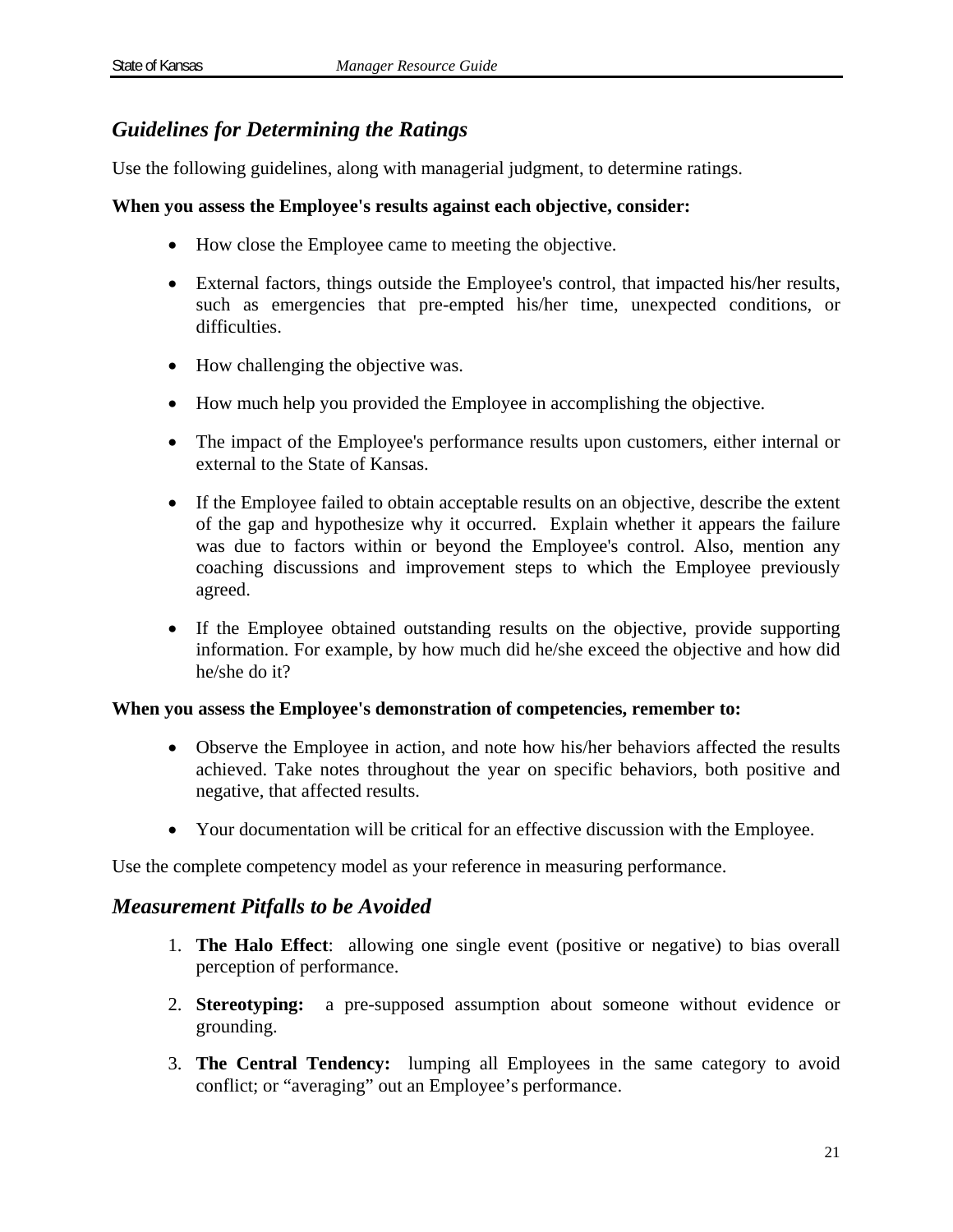## *Guidelines for Determining the Ratings*

Use the following guidelines, along with managerial judgment, to determine ratings.

**When you assess the Employee's results against each objective, consider:**

- How close the Employee came to meeting the objective.
- External factors, things outside the Employee's control, that impacted his/her results, such as emergencies that pre-empted his/her time, unexpected conditions, or difficulties.
- How challenging the objective was.
- How much help you provided the Employee in accomplishing the objective.
- The impact of the Employee's performance results upon customers, either internal or external to the State of Kansas.
- If the Employee failed to obtain acceptable results on an objective, describe the extent of the gap and hypothesize why it occurred. Explain whether it appears the failure was due to factors within or beyond the Employee's control. Also, mention any coaching discussions and improvement steps to which the Employee previously agreed.
- If the Employee obtained outstanding results on the objective, provide supporting information. For example, by how much did he/she exceed the objective and how did he/she do it?

**When you assess the Employee's demonstration of competencies, remember to:**

- Observe the Employee in action, and note how his/her behaviors affected the results achieved. Take notes throughout the year on specific behaviors, both positive and negative, that affected results.
- Your documentation will be critical for an effective discussion with the Employee.

Use the complete competency model as your reference in measuring performance.

## *Measurement Pitfalls to be Avoided*

1. **The Halo Effect**: allowing one single event (positive or negative) to bias overall perception of performance.
2. **Stereotyping:** a pre-supposed assumption about someone without evidence or grounding.
3. **The Central Tendency:** lumping all Employees in the same category to avoid conflict; or "averaging" out an Employee's performance.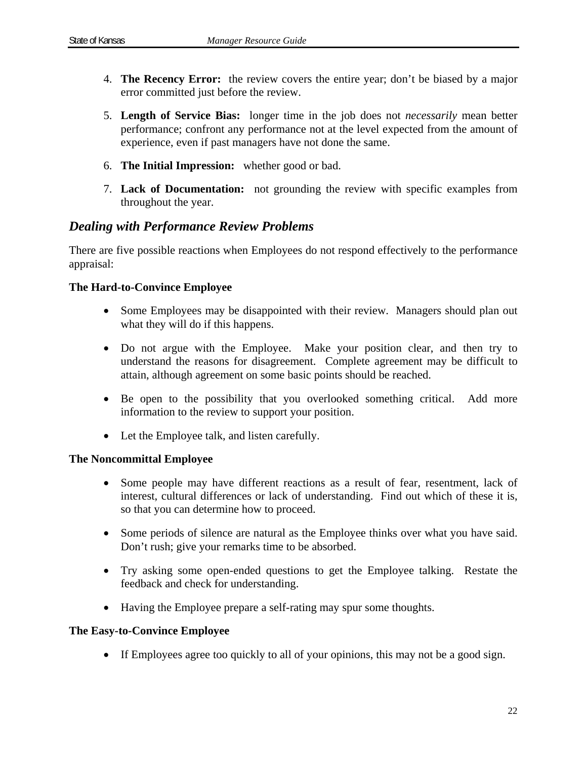4. **The Recency Error:** the review covers the entire year; don't be biased by a major error committed just before the review.

5. **Length of Service Bias:** longer time in the job does not *necessarily* mean better performance; confront any performance not at the level expected from the amount of experience, even if past managers have not done the same.

6. **The Initial Impression:** whether good or bad.

7. **Lack of Documentation:** not grounding the review with specific examples from throughout the year.

## *Dealing with Performance Review Problems*

There are five possible reactions when Employees do not respond effectively to the performance appraisal:

**The Hard-to-Convince Employee**

- Some Employees may be disappointed with their review. Managers should plan out what they will do if this happens.
- Do not argue with the Employee. Make your position clear, and then try to understand the reasons for disagreement. Complete agreement may be difficult to attain, although agreement on some basic points should be reached.
- Be open to the possibility that you overlooked something critical. Add more information to the review to support your position.
- Let the Employee talk, and listen carefully.

**The Noncommittal Employee**

- Some people may have different reactions as a result of fear, resentment, lack of interest, cultural differences or lack of understanding. Find out which of these it is, so that you can determine how to proceed.
- Some periods of silence are natural as the Employee thinks over what you have said. Don't rush; give your remarks time to be absorbed.
- Try asking some open-ended questions to get the Employee talking. Restate the feedback and check for understanding.
- Having the Employee prepare a self-rating may spur some thoughts.

**The Easy-to-Convince Employee**

- If Employees agree too quickly to all of your opinions, this may not be a good sign.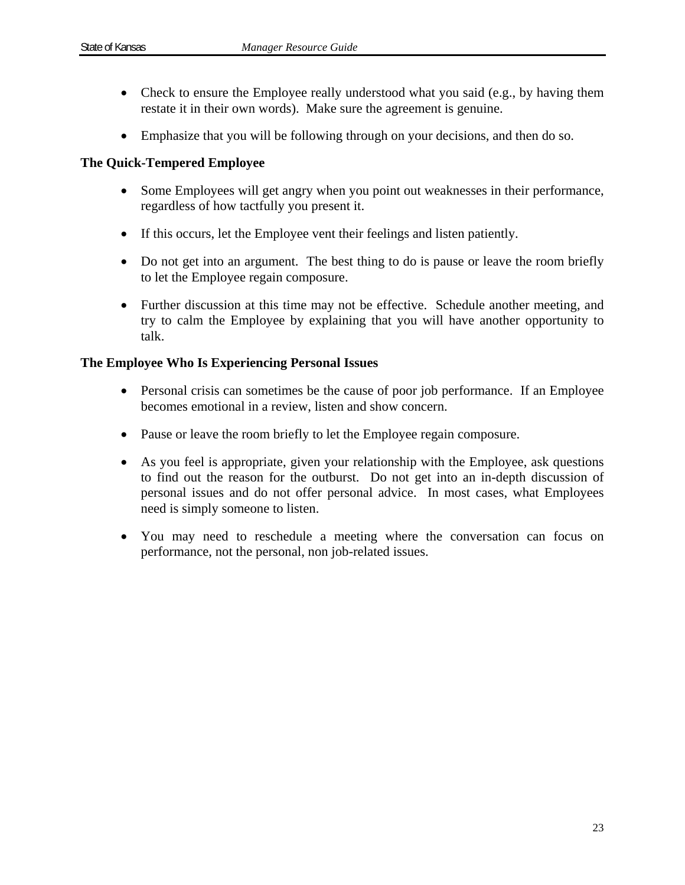- Check to ensure the Employee really understood what you said (e.g., by having them restate it in their own words). Make sure the agreement is genuine.
- Emphasize that you will be following through on your decisions, and then do so.

**The Quick-Tempered Employee**

- Some Employees will get angry when you point out weaknesses in their performance, regardless of how tactfully you present it.
- If this occurs, let the Employee vent their feelings and listen patiently.
- Do not get into an argument. The best thing to do is pause or leave the room briefly to let the Employee regain composure.
- Further discussion at this time may not be effective. Schedule another meeting, and try to calm the Employee by explaining that you will have another opportunity to talk.

**The Employee Who Is Experiencing Personal Issues**

- Personal crisis can sometimes be the cause of poor job performance. If an Employee becomes emotional in a review, listen and show concern.
- Pause or leave the room briefly to let the Employee regain composure.
- As you feel is appropriate, given your relationship with the Employee, ask questions to find out the reason for the outburst. Do not get into an in-depth discussion of personal issues and do not offer personal advice. In most cases, what Employees need is simply someone to listen.
- You may need to reschedule a meeting where the conversation can focus on performance, not the personal, non job-related issues.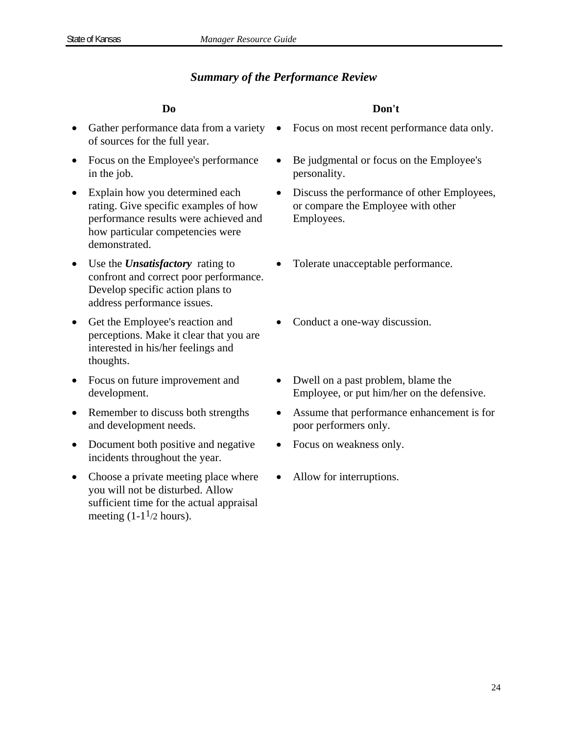## *Summary of the Performance Review*

| Do | Don't |
|---|---|
| • Gather performance data from a variety of sources for the full year. | • Focus on most recent performance data only. |
| • Focus on the Employee's performance in the job. | • Be judgmental or focus on the Employee's personality. |
| • Explain how you determined each rating. Give specific examples of how performance results were achieved and how particular competencies were demonstrated. | • Discuss the performance of other Employees, or compare the Employee with other Employees. |
| • Use the ***Unsatisfactory*** rating to confront and correct poor performance. Develop specific action plans to address performance issues. | • Tolerate unacceptable performance. |
| • Get the Employee's reaction and perceptions. Make it clear that you are interested in his/her feelings and thoughts. | • Conduct a one-way discussion. |
| • Focus on future improvement and development. | • Dwell on a past problem, blame the Employee, or put him/her on the defensive. |
| • Remember to discuss both strengths and development needs. | • Assume that performance enhancement is for poor performers only. |
| • Document both positive and negative incidents throughout the year. | • Focus on weakness only. |
| • Choose a private meeting place where you will not be disturbed. Allow sufficient time for the actual appraisal meeting (1-1 1/2 hours). | • Allow for interruptions. |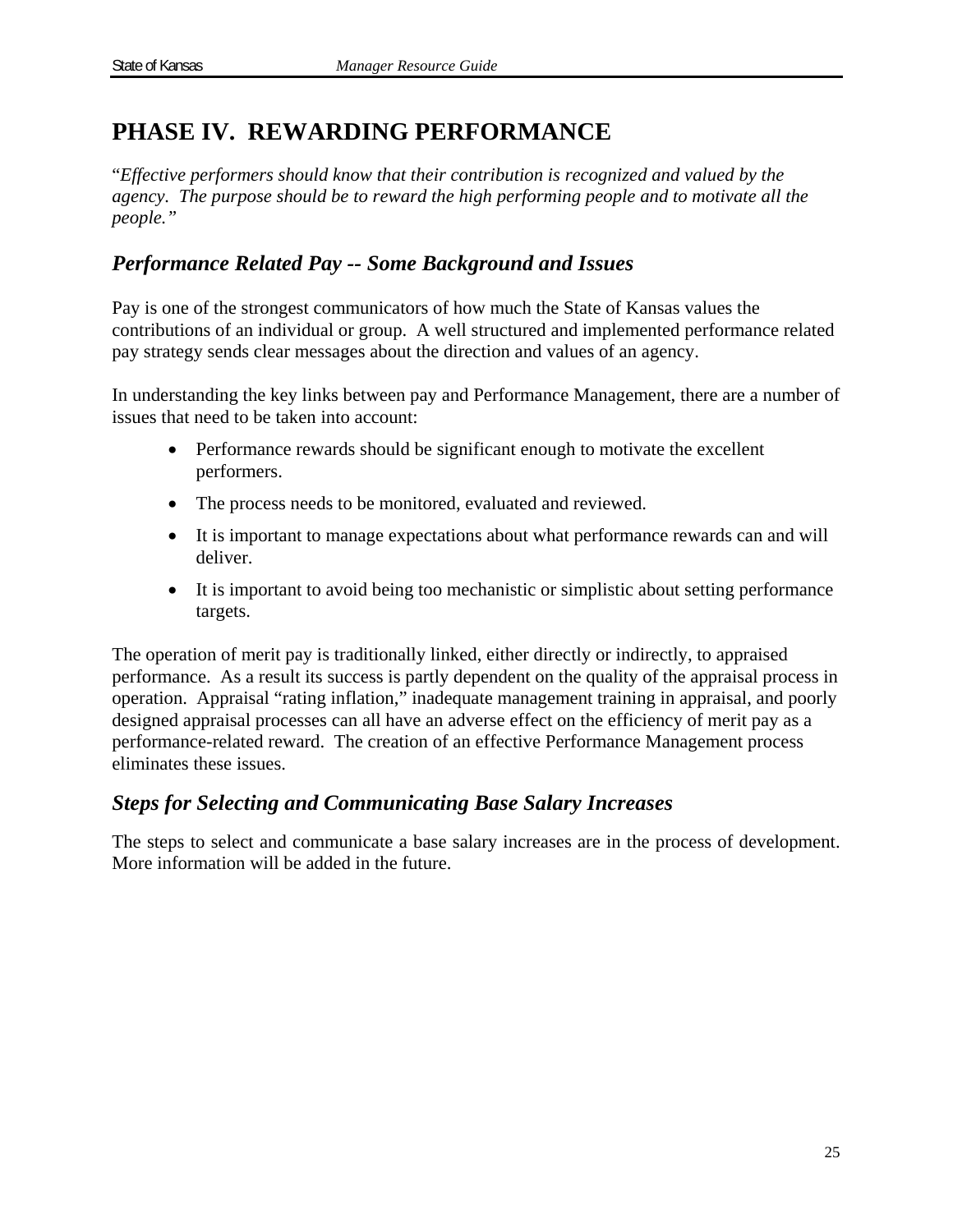# PHASE IV. REWARDING PERFORMANCE

"*Effective performers should know that their contribution is recognized and valued by the agency. The purpose should be to reward the high performing people and to motivate all the people.*"

## *Performance Related Pay -- Some Background and Issues*

Pay is one of the strongest communicators of how much the State of Kansas values the contributions of an individual or group. A well structured and implemented performance related pay strategy sends clear messages about the direction and values of an agency.

In understanding the key links between pay and Performance Management, there are a number of issues that need to be taken into account:

- Performance rewards should be significant enough to motivate the excellent performers.
- The process needs to be monitored, evaluated and reviewed.
- It is important to manage expectations about what performance rewards can and will deliver.
- It is important to avoid being too mechanistic or simplistic about setting performance targets.

The operation of merit pay is traditionally linked, either directly or indirectly, to appraised performance. As a result its success is partly dependent on the quality of the appraisal process in operation. Appraisal "rating inflation," inadequate management training in appraisal, and poorly designed appraisal processes can all have an adverse effect on the efficiency of merit pay as a performance-related reward. The creation of an effective Performance Management process eliminates these issues.

## *Steps for Selecting and Communicating Base Salary Increases*

The steps to select and communicate a base salary increases are in the process of development. More information will be added in the future.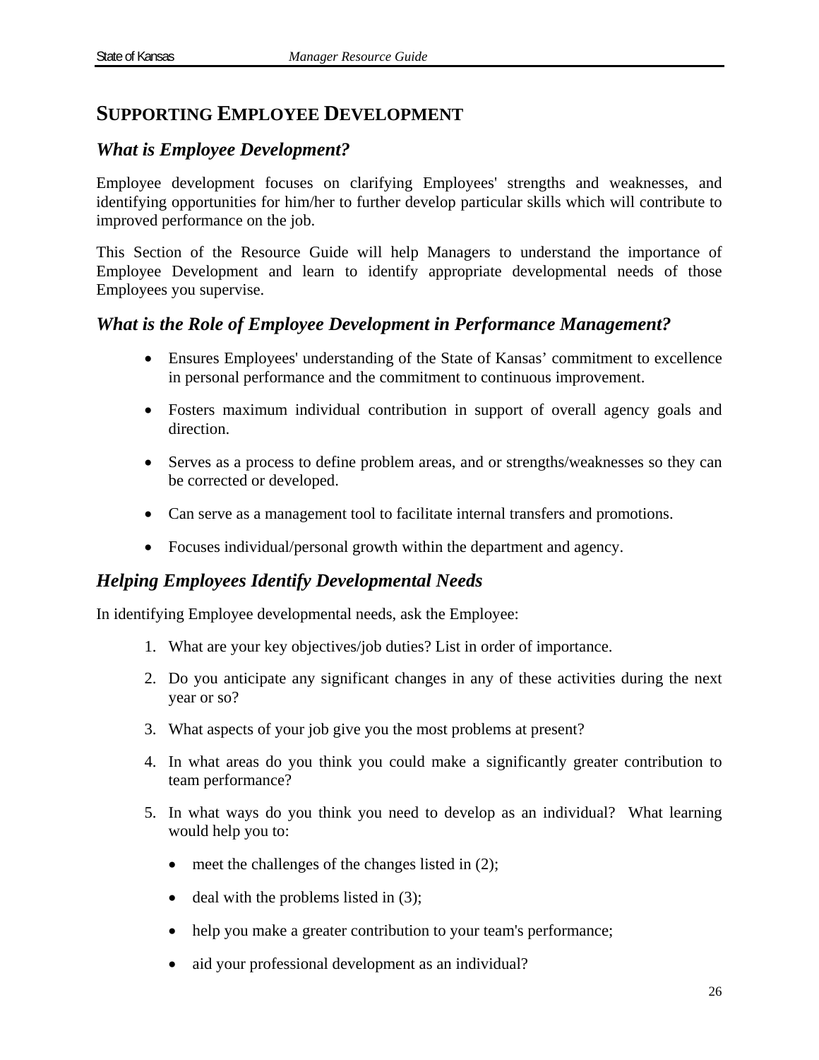## SUPPORTING EMPLOYEE DEVELOPMENT

### *What is Employee Development?*

Employee development focuses on clarifying Employees' strengths and weaknesses, and identifying opportunities for him/her to further develop particular skills which will contribute to improved performance on the job.

This Section of the Resource Guide will help Managers to understand the importance of Employee Development and learn to identify appropriate developmental needs of those Employees you supervise.

### *What is the Role of Employee Development in Performance Management?*

- Ensures Employees' understanding of the State of Kansas' commitment to excellence in personal performance and the commitment to continuous improvement.
- Fosters maximum individual contribution in support of overall agency goals and direction.
- Serves as a process to define problem areas, and or strengths/weaknesses so they can be corrected or developed.
- Can serve as a management tool to facilitate internal transfers and promotions.
- Focuses individual/personal growth within the department and agency.

### *Helping Employees Identify Developmental Needs*

In identifying Employee developmental needs, ask the Employee:

1. What are your key objectives/job duties? List in order of importance.
2. Do you anticipate any significant changes in any of these activities during the next year or so?
3. What aspects of your job give you the most problems at present?
4. In what areas do you think you could make a significantly greater contribution to team performance?
5. In what ways do you think you need to develop as an individual? What learning would help you to:
   - meet the challenges of the changes listed in (2);
   - deal with the problems listed in (3);
   - help you make a greater contribution to your team's performance;
   - aid your professional development as an individual?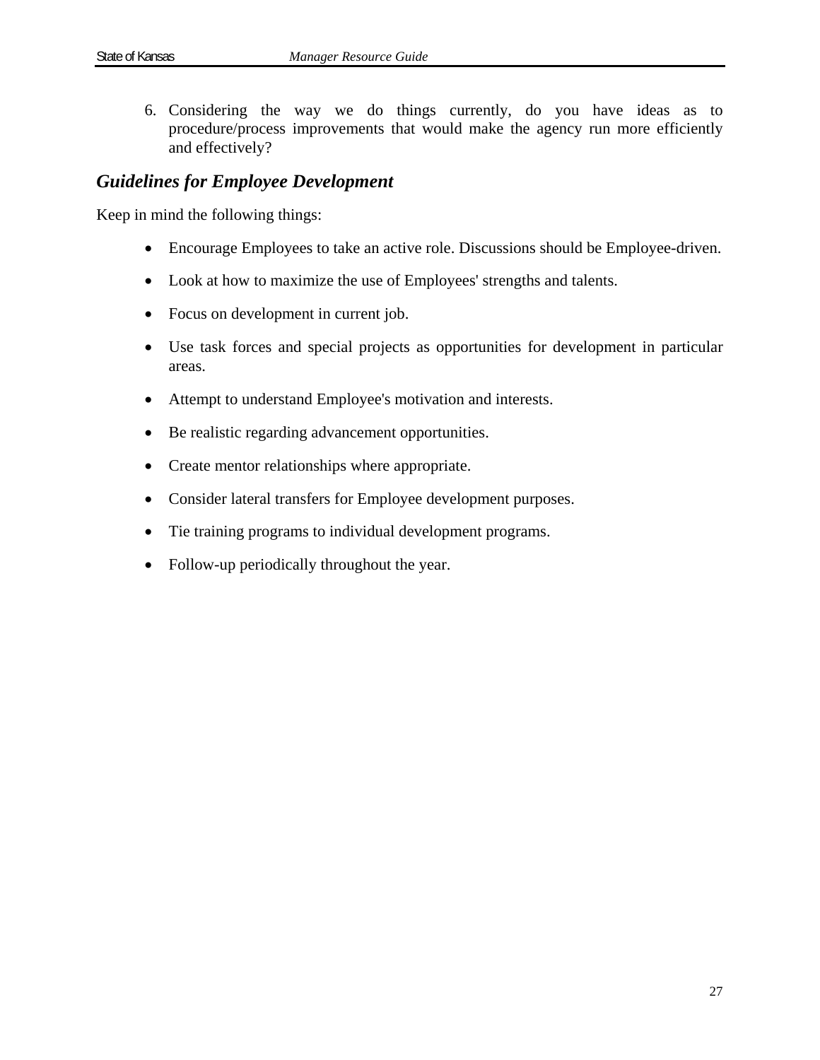6. Considering the way we do things currently, do you have ideas as to procedure/process improvements that would make the agency run more efficiently and effectively?

## *Guidelines for Employee Development*

Keep in mind the following things:

- Encourage Employees to take an active role. Discussions should be Employee-driven.
- Look at how to maximize the use of Employees' strengths and talents.
- Focus on development in current job.
- Use task forces and special projects as opportunities for development in particular areas.
- Attempt to understand Employee's motivation and interests.
- Be realistic regarding advancement opportunities.
- Create mentor relationships where appropriate.
- Consider lateral transfers for Employee development purposes.
- Tie training programs to individual development programs.
- Follow-up periodically throughout the year.